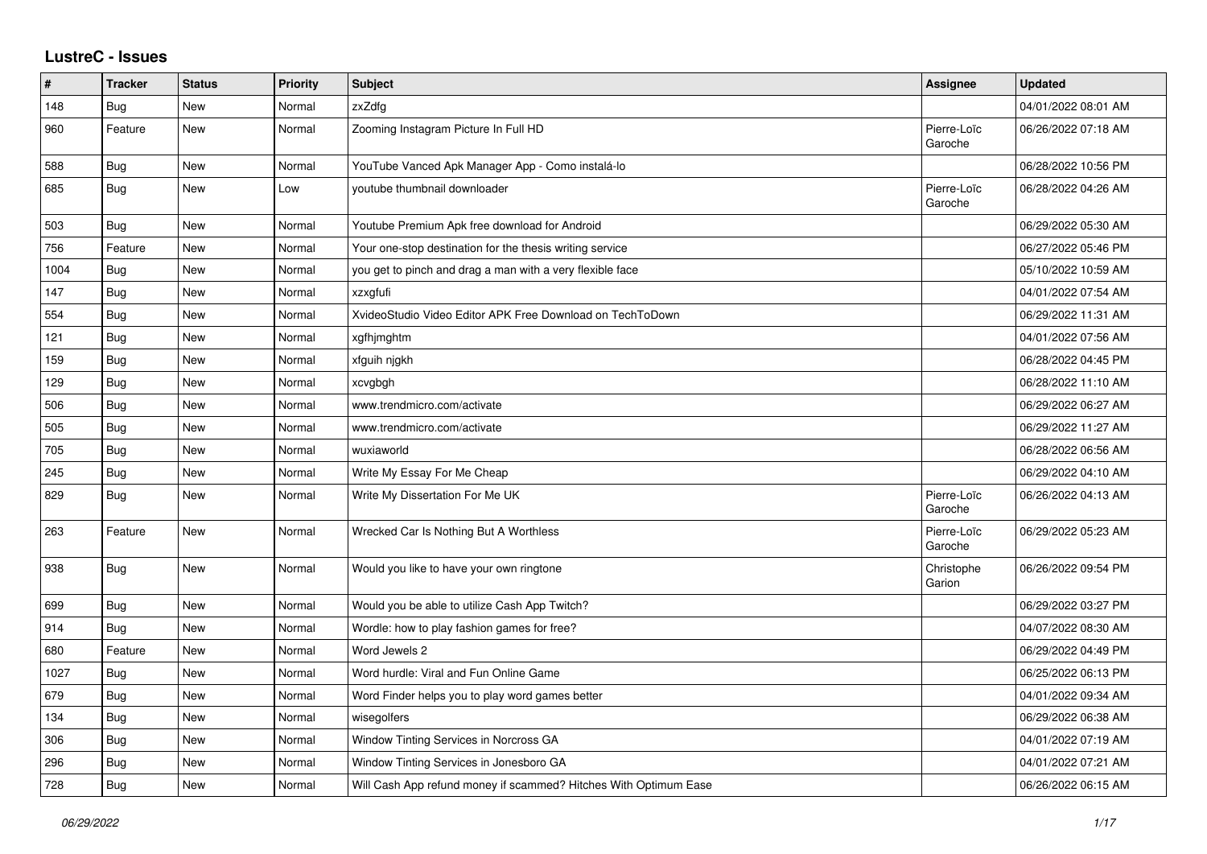# LustreC - Issues

| # | Tracker | Status | Priority | Subject | Assignee | Updated |
|---|---|---|---|---|---|---|
| 148 | Bug | New | Normal | zxZdfg | | 04/01/2022 08:01 AM |
| 960 | Feature | New | Normal | Zooming Instagram Picture In Full HD | Pierre-Loïc Garoche | 06/26/2022 07:18 AM |
| 588 | Bug | New | Normal | YouTube Vanced Apk Manager App - Como instalá-lo | | 06/28/2022 10:56 PM |
| 685 | Bug | New | Low | youtube thumbnail downloader | Pierre-Loïc Garoche | 06/28/2022 04:26 AM |
| 503 | Bug | New | Normal | Youtube Premium Apk free download for Android | | 06/29/2022 05:30 AM |
| 756 | Feature | New | Normal | Your one-stop destination for the thesis writing service | | 06/27/2022 05:46 PM |
| 1004 | Bug | New | Normal | you get to pinch and drag a man with a very flexible face | | 05/10/2022 10:59 AM |
| 147 | Bug | New | Normal | xzxgfufi | | 04/01/2022 07:54 AM |
| 554 | Bug | New | Normal | XvideoStudio Video Editor APK Free Download on TechToDown | | 06/29/2022 11:31 AM |
| 121 | Bug | New | Normal | xgfhjmghtm | | 04/01/2022 07:56 AM |
| 159 | Bug | New | Normal | xfguih njgkh | | 06/28/2022 04:45 PM |
| 129 | Bug | New | Normal | xcvgbgh | | 06/28/2022 11:10 AM |
| 506 | Bug | New | Normal | www.trendmicro.com/activate | | 06/29/2022 06:27 AM |
| 505 | Bug | New | Normal | www.trendmicro.com/activate | | 06/29/2022 11:27 AM |
| 705 | Bug | New | Normal | wuxiaworld | | 06/28/2022 06:56 AM |
| 245 | Bug | New | Normal | Write My Essay For Me Cheap | | 06/29/2022 04:10 AM |
| 829 | Bug | New | Normal | Write My Dissertation For Me UK | Pierre-Loïc Garoche | 06/26/2022 04:13 AM |
| 263 | Feature | New | Normal | Wrecked Car Is Nothing But A Worthless | Pierre-Loïc Garoche | 06/29/2022 05:23 AM |
| 938 | Bug | New | Normal | Would you like to have your own ringtone | Christophe Garion | 06/26/2022 09:54 PM |
| 699 | Bug | New | Normal | Would you be able to utilize Cash App Twitch? | | 06/29/2022 03:27 PM |
| 914 | Bug | New | Normal | Wordle: how to play fashion games for free? | | 04/07/2022 08:30 AM |
| 680 | Feature | New | Normal | Word Jewels 2 | | 06/29/2022 04:49 PM |
| 1027 | Bug | New | Normal | Word hurdle: Viral and Fun Online Game | | 06/25/2022 06:13 PM |
| 679 | Bug | New | Normal | Word Finder helps you to play word games better | | 04/01/2022 09:34 AM |
| 134 | Bug | New | Normal | wisegolfers | | 06/29/2022 06:38 AM |
| 306 | Bug | New | Normal | Window Tinting Services in Norcross GA | | 04/01/2022 07:19 AM |
| 296 | Bug | New | Normal | Window Tinting Services in Jonesboro GA | | 04/01/2022 07:21 AM |
| 728 | Bug | New | Normal | Will Cash App refund money if scammed? Hitches With Optimum Ease | | 06/26/2022 06:15 AM |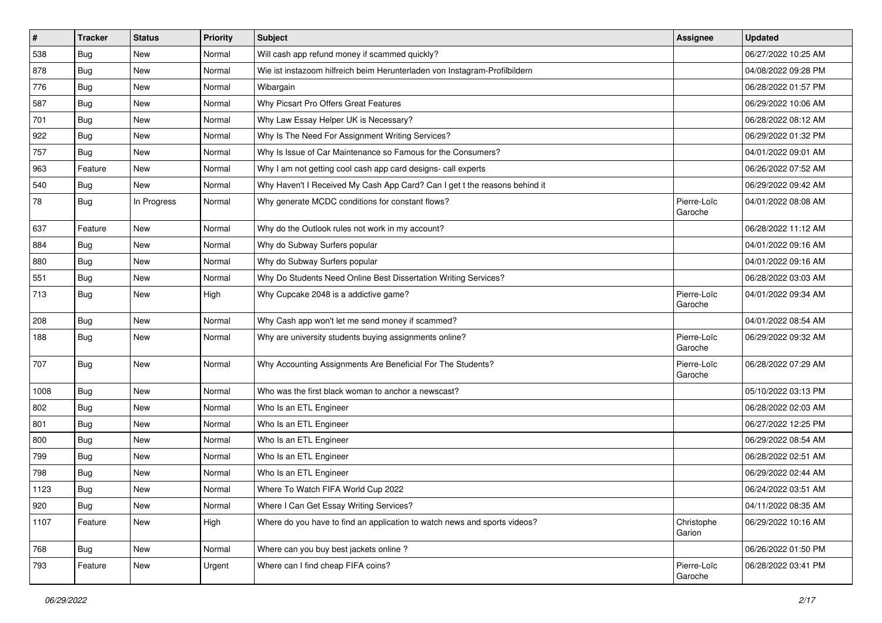| # | Tracker | Status | Priority | Subject | Assignee | Updated |
| --- | --- | --- | --- | --- | --- | --- |
| 538 | Bug | New | Normal | Will cash app refund money if scammed quickly? | | 06/27/2022 10:25 AM |
| 878 | Bug | New | Normal | Wie ist instazoom hilfreich beim Herunterladen von Instagram-Profilbildern | | 04/08/2022 09:28 PM |
| 776 | Bug | New | Normal | Wibargain | | 06/28/2022 01:57 PM |
| 587 | Bug | New | Normal | Why Picsart Pro Offers Great Features | | 06/29/2022 10:06 AM |
| 701 | Bug | New | Normal | Why Law Essay Helper UK is Necessary? | | 06/28/2022 08:12 AM |
| 922 | Bug | New | Normal | Why Is The Need For Assignment Writing Services? | | 06/29/2022 01:32 PM |
| 757 | Bug | New | Normal | Why Is Issue of Car Maintenance so Famous for the Consumers? | | 04/01/2022 09:01 AM |
| 963 | Feature | New | Normal | Why I am not getting cool cash app card designs- call experts | | 06/26/2022 07:52 AM |
| 540 | Bug | New | Normal | Why Haven't I Received My Cash App Card? Can I get t the reasons behind it | | 06/29/2022 09:42 AM |
| 78 | Bug | In Progress | Normal | Why generate MCDC conditions for constant flows? | Pierre-Loïc Garoche | 04/01/2022 08:08 AM |
| 637 | Feature | New | Normal | Why do the Outlook rules not work in my account? | | 06/28/2022 11:12 AM |
| 884 | Bug | New | Normal | Why do Subway Surfers popular | | 04/01/2022 09:16 AM |
| 880 | Bug | New | Normal | Why do Subway Surfers popular | | 04/01/2022 09:16 AM |
| 551 | Bug | New | Normal | Why Do Students Need Online Best Dissertation Writing Services? | | 06/28/2022 03:03 AM |
| 713 | Bug | New | High | Why Cupcake 2048 is a addictive game? | Pierre-Loïc Garoche | 04/01/2022 09:34 AM |
| 208 | Bug | New | Normal | Why Cash app won't let me send money if scammed? | | 04/01/2022 08:54 AM |
| 188 | Bug | New | Normal | Why are university students buying assignments online? | Pierre-Loïc Garoche | 06/29/2022 09:32 AM |
| 707 | Bug | New | Normal | Why Accounting Assignments Are Beneficial For The Students? | Pierre-Loïc Garoche | 06/28/2022 07:29 AM |
| 1008 | Bug | New | Normal | Who was the first black woman to anchor a newscast? | | 05/10/2022 03:13 PM |
| 802 | Bug | New | Normal | Who Is an ETL Engineer | | 06/28/2022 02:03 AM |
| 801 | Bug | New | Normal | Who Is an ETL Engineer | | 06/27/2022 12:25 PM |
| 800 | Bug | New | Normal | Who Is an ETL Engineer | | 06/29/2022 08:54 AM |
| 799 | Bug | New | Normal | Who Is an ETL Engineer | | 06/28/2022 02:51 AM |
| 798 | Bug | New | Normal | Who Is an ETL Engineer | | 06/29/2022 02:44 AM |
| 1123 | Bug | New | Normal | Where To Watch FIFA World Cup 2022 | | 06/24/2022 03:51 AM |
| 920 | Bug | New | Normal | Where I Can Get Essay Writing Services? | | 04/11/2022 08:35 AM |
| 1107 | Feature | New | High | Where do you have to find an application to watch news and sports videos? | Christophe Garion | 06/29/2022 10:16 AM |
| 768 | Bug | New | Normal | Where can you buy best jackets online ? | | 06/26/2022 01:50 PM |
| 793 | Feature | New | Urgent | Where can I find cheap FIFA coins? | Pierre-Loïc Garoche | 06/28/2022 03:41 PM |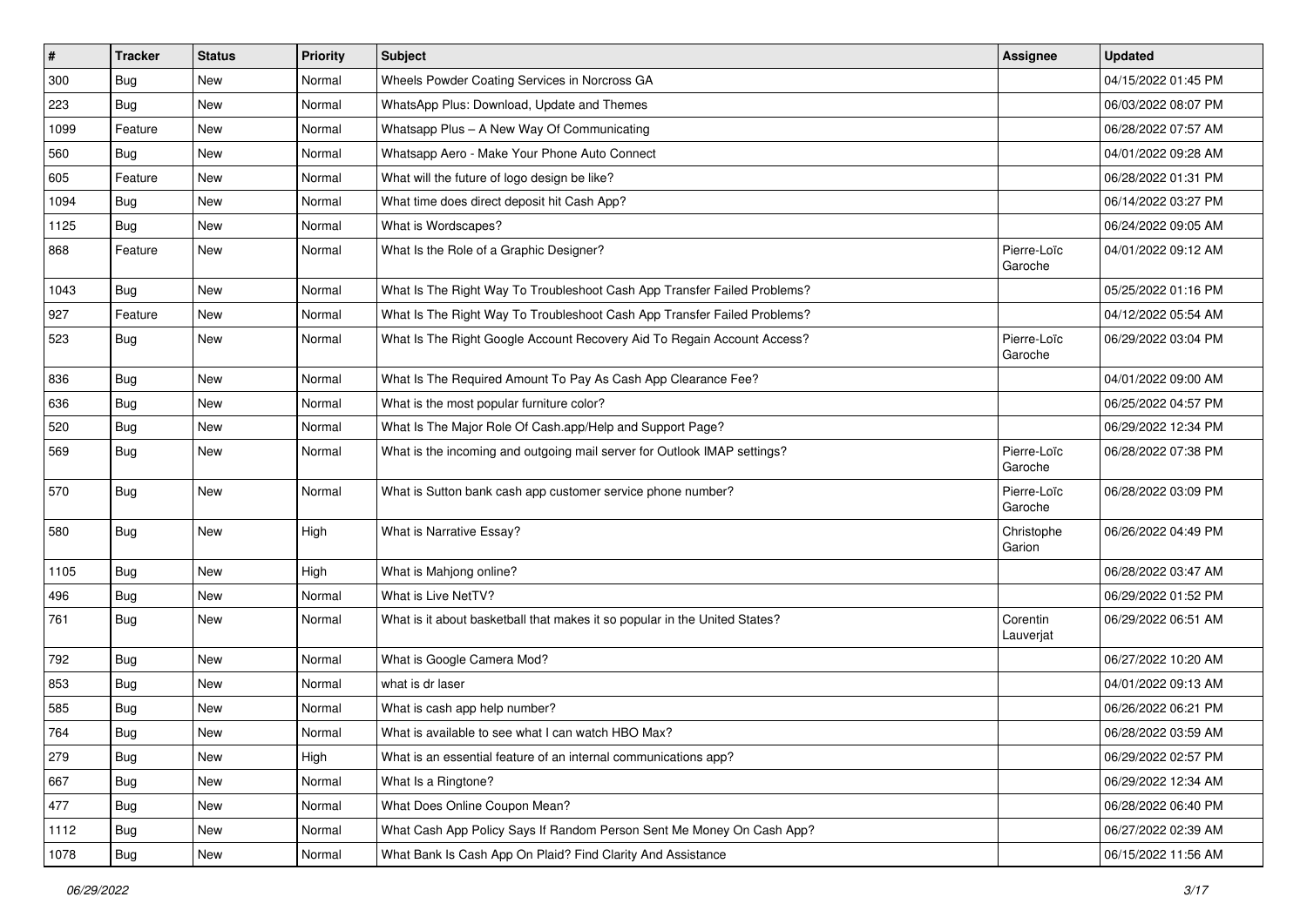| # | Tracker | Status | Priority | Subject | Assignee | Updated |
|---|---|---|---|---|---|---|
| 300 | Bug | New | Normal | Wheels Powder Coating Services in Norcross GA | | 04/15/2022 01:45 PM |
| 223 | Bug | New | Normal | WhatsApp Plus: Download, Update and Themes | | 06/03/2022 08:07 PM |
| 1099 | Feature | New | Normal | Whatsapp Plus – A New Way Of Communicating | | 06/28/2022 07:57 AM |
| 560 | Bug | New | Normal | Whatsapp Aero - Make Your Phone Auto Connect | | 04/01/2022 09:28 AM |
| 605 | Feature | New | Normal | What will the future of logo design be like? | | 06/28/2022 01:31 PM |
| 1094 | Bug | New | Normal | What time does direct deposit hit Cash App? | | 06/14/2022 03:27 PM |
| 1125 | Bug | New | Normal | What is Wordscapes? | | 06/24/2022 09:05 AM |
| 868 | Feature | New | Normal | What Is the Role of a Graphic Designer? | Pierre-Loïc Garoche | 04/01/2022 09:12 AM |
| 1043 | Bug | New | Normal | What Is The Right Way To Troubleshoot Cash App Transfer Failed Problems? | | 05/25/2022 01:16 PM |
| 927 | Feature | New | Normal | What Is The Right Way To Troubleshoot Cash App Transfer Failed Problems? | | 04/12/2022 05:54 AM |
| 523 | Bug | New | Normal | What Is The Right Google Account Recovery Aid To Regain Account Access? | Pierre-Loïc Garoche | 06/29/2022 03:04 PM |
| 836 | Bug | New | Normal | What Is The Required Amount To Pay As Cash App Clearance Fee? | | 04/01/2022 09:00 AM |
| 636 | Bug | New | Normal | What is the most popular furniture color? | | 06/25/2022 04:57 PM |
| 520 | Bug | New | Normal | What Is The Major Role Of Cash.app/Help and Support Page? | | 06/29/2022 12:34 PM |
| 569 | Bug | New | Normal | What is the incoming and outgoing mail server for Outlook IMAP settings? | Pierre-Loïc Garoche | 06/28/2022 07:38 PM |
| 570 | Bug | New | Normal | What is Sutton bank cash app customer service phone number? | Pierre-Loïc Garoche | 06/28/2022 03:09 PM |
| 580 | Bug | New | High | What is Narrative Essay? | Christophe Garion | 06/26/2022 04:49 PM |
| 1105 | Bug | New | High | What is Mahjong online? | | 06/28/2022 03:47 AM |
| 496 | Bug | New | Normal | What is Live NetTV? | | 06/29/2022 01:52 PM |
| 761 | Bug | New | Normal | What is it about basketball that makes it so popular in the United States? | Corentin Lauverjat | 06/29/2022 06:51 AM |
| 792 | Bug | New | Normal | What is Google Camera Mod? | | 06/27/2022 10:20 AM |
| 853 | Bug | New | Normal | what is dr laser | | 04/01/2022 09:13 AM |
| 585 | Bug | New | Normal | What is cash app help number? | | 06/26/2022 06:21 PM |
| 764 | Bug | New | Normal | What is available to see what I can watch HBO Max? | | 06/28/2022 03:59 AM |
| 279 | Bug | New | High | What is an essential feature of an internal communications app? | | 06/29/2022 02:57 PM |
| 667 | Bug | New | Normal | What Is a Ringtone? | | 06/29/2022 12:34 AM |
| 477 | Bug | New | Normal | What Does Online Coupon Mean? | | 06/28/2022 06:40 PM |
| 1112 | Bug | New | Normal | What Cash App Policy Says If Random Person Sent Me Money On Cash App? | | 06/27/2022 02:39 AM |
| 1078 | Bug | New | Normal | What Bank Is Cash App On Plaid? Find Clarity And Assistance | | 06/15/2022 11:56 AM |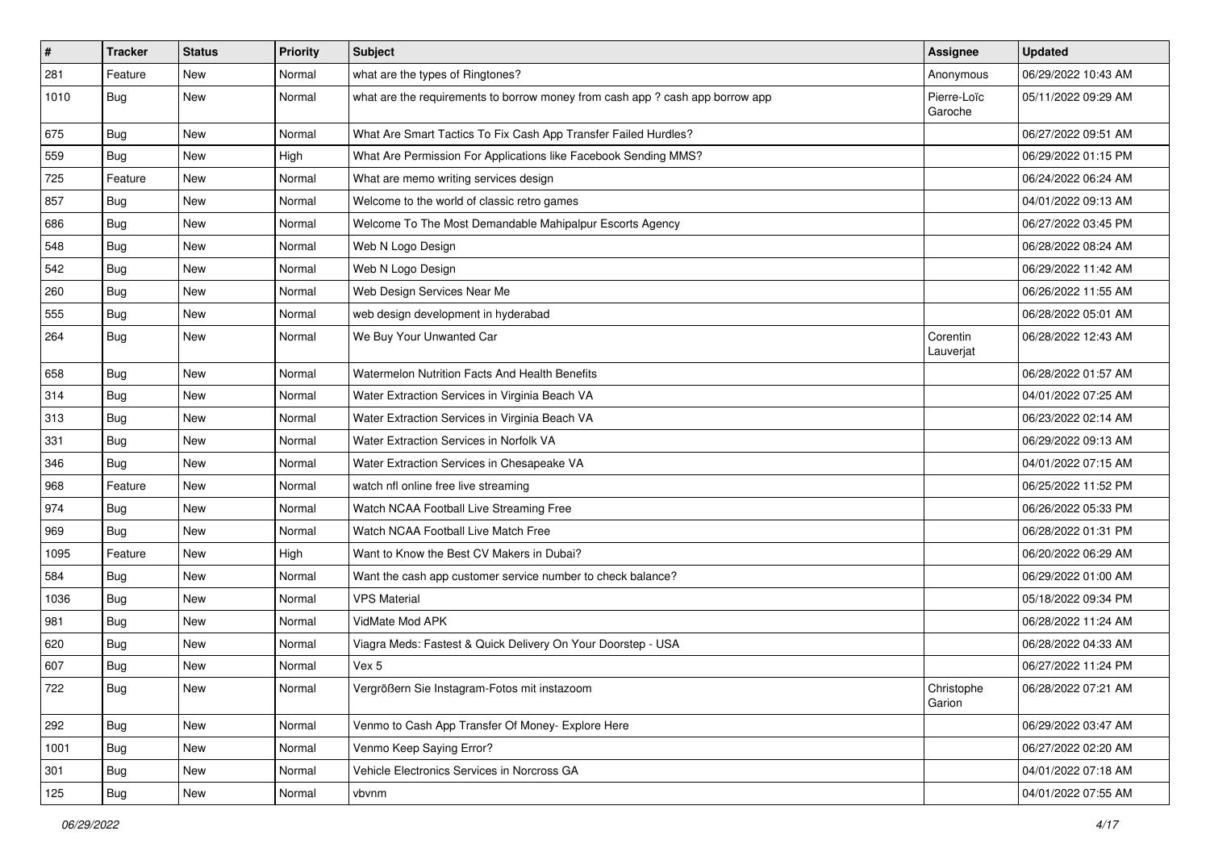| # | Tracker | Status | Priority | Subject | Assignee | Updated |
| --- | --- | --- | --- | --- | --- | --- |
| 281 | Feature | New | Normal | what are the types of Ringtones? | Anonymous | 06/29/2022 10:43 AM |
| 1010 | Bug | New | Normal | what are the requirements to borrow money from cash app ? cash app borrow app | Pierre-Loïc Garoche | 05/11/2022 09:29 AM |
| 675 | Bug | New | Normal | What Are Smart Tactics To Fix Cash App Transfer Failed Hurdles? | | 06/27/2022 09:51 AM |
| 559 | Bug | New | High | What Are Permission For Applications like Facebook Sending MMS? | | 06/29/2022 01:15 PM |
| 725 | Feature | New | Normal | What are memo writing services design | | 06/24/2022 06:24 AM |
| 857 | Bug | New | Normal | Welcome to the world of classic retro games | | 04/01/2022 09:13 AM |
| 686 | Bug | New | Normal | Welcome To The Most Demandable Mahipalpur Escorts Agency | | 06/27/2022 03:45 PM |
| 548 | Bug | New | Normal | Web N Logo Design | | 06/28/2022 08:24 AM |
| 542 | Bug | New | Normal | Web N Logo Design | | 06/29/2022 11:42 AM |
| 260 | Bug | New | Normal | Web Design Services Near Me | | 06/26/2022 11:55 AM |
| 555 | Bug | New | Normal | web design development in hyderabad | | 06/28/2022 05:01 AM |
| 264 | Bug | New | Normal | We Buy Your Unwanted Car | Corentin Lauverjat | 06/28/2022 12:43 AM |
| 658 | Bug | New | Normal | Watermelon Nutrition Facts And Health Benefits | | 06/28/2022 01:57 AM |
| 314 | Bug | New | Normal | Water Extraction Services in Virginia Beach VA | | 04/01/2022 07:25 AM |
| 313 | Bug | New | Normal | Water Extraction Services in Virginia Beach VA | | 06/23/2022 02:14 AM |
| 331 | Bug | New | Normal | Water Extraction Services in Norfolk VA | | 06/29/2022 09:13 AM |
| 346 | Bug | New | Normal | Water Extraction Services in Chesapeake VA | | 04/01/2022 07:15 AM |
| 968 | Feature | New | Normal | watch nfl online free live streaming | | 06/25/2022 11:52 PM |
| 974 | Bug | New | Normal | Watch NCAA Football Live Streaming Free | | 06/26/2022 05:33 PM |
| 969 | Bug | New | Normal | Watch NCAA Football Live Match Free | | 06/28/2022 01:31 PM |
| 1095 | Feature | New | High | Want to Know the Best CV Makers in Dubai? | | 06/20/2022 06:29 AM |
| 584 | Bug | New | Normal | Want the cash app customer service number to check balance? | | 06/29/2022 01:00 AM |
| 1036 | Bug | New | Normal | VPS Material | | 05/18/2022 09:34 PM |
| 981 | Bug | New | Normal | VidMate Mod APK | | 06/28/2022 11:24 AM |
| 620 | Bug | New | Normal | Viagra Meds: Fastest & Quick Delivery On Your Doorstep - USA | | 06/28/2022 04:33 AM |
| 607 | Bug | New | Normal | Vex 5 | | 06/27/2022 11:24 PM |
| 722 | Bug | New | Normal | Vergrößern Sie Instagram-Fotos mit instazoom | Christophe Garion | 06/28/2022 07:21 AM |
| 292 | Bug | New | Normal | Venmo to Cash App Transfer Of Money- Explore Here | | 06/29/2022 03:47 AM |
| 1001 | Bug | New | Normal | Venmo Keep Saying Error? | | 06/27/2022 02:20 AM |
| 301 | Bug | New | Normal | Vehicle Electronics Services in Norcross GA | | 04/01/2022 07:18 AM |
| 125 | Bug | New | Normal | vbvnm | | 04/01/2022 07:55 AM |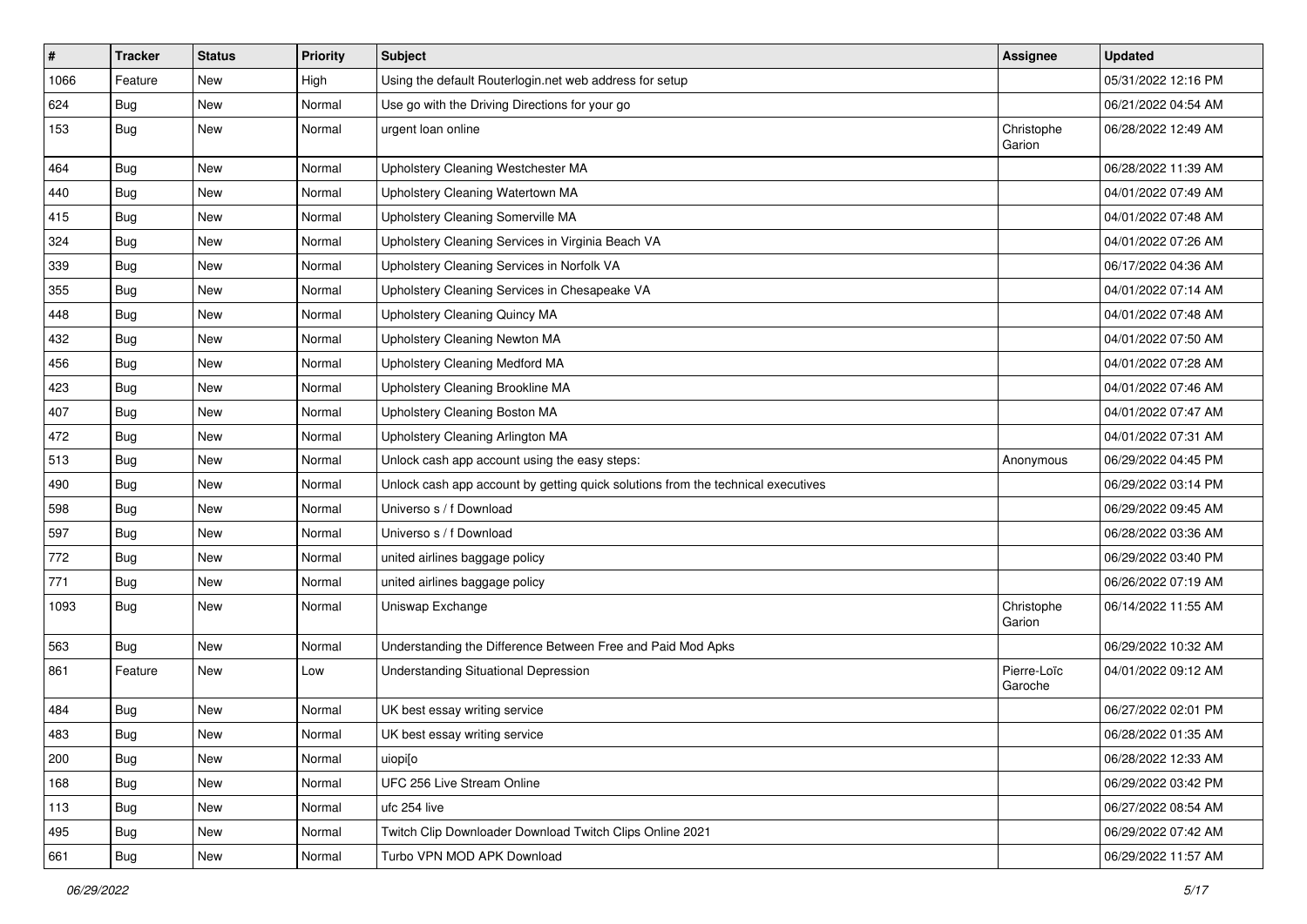| # | Tracker | Status | Priority | Subject | Assignee | Updated |
|---|---|---|---|---|---|---|
| 1066 | Feature | New | High | Using the default Routerlogin.net web address for setup | | 05/31/2022 12:16 PM |
| 624 | Bug | New | Normal | Use go with the Driving Directions for your go | | 06/21/2022 04:54 AM |
| 153 | Bug | New | Normal | urgent loan online | Christophe Garion | 06/28/2022 12:49 AM |
| 464 | Bug | New | Normal | Upholstery Cleaning Westchester MA | | 06/28/2022 11:39 AM |
| 440 | Bug | New | Normal | Upholstery Cleaning Watertown MA | | 04/01/2022 07:49 AM |
| 415 | Bug | New | Normal | Upholstery Cleaning Somerville MA | | 04/01/2022 07:48 AM |
| 324 | Bug | New | Normal | Upholstery Cleaning Services in Virginia Beach VA | | 04/01/2022 07:26 AM |
| 339 | Bug | New | Normal | Upholstery Cleaning Services in Norfolk VA | | 06/17/2022 04:36 AM |
| 355 | Bug | New | Normal | Upholstery Cleaning Services in Chesapeake VA | | 04/01/2022 07:14 AM |
| 448 | Bug | New | Normal | Upholstery Cleaning Quincy MA | | 04/01/2022 07:48 AM |
| 432 | Bug | New | Normal | Upholstery Cleaning Newton MA | | 04/01/2022 07:50 AM |
| 456 | Bug | New | Normal | Upholstery Cleaning Medford MA | | 04/01/2022 07:28 AM |
| 423 | Bug | New | Normal | Upholstery Cleaning Brookline MA | | 04/01/2022 07:46 AM |
| 407 | Bug | New | Normal | Upholstery Cleaning Boston MA | | 04/01/2022 07:47 AM |
| 472 | Bug | New | Normal | Upholstery Cleaning Arlington MA | | 04/01/2022 07:31 AM |
| 513 | Bug | New | Normal | Unlock cash app account using the easy steps: | Anonymous | 06/29/2022 04:45 PM |
| 490 | Bug | New | Normal | Unlock cash app account by getting quick solutions from the technical executives | | 06/29/2022 03:14 PM |
| 598 | Bug | New | Normal | Universo s / f Download | | 06/29/2022 09:45 AM |
| 597 | Bug | New | Normal | Universo s / f Download | | 06/28/2022 03:36 AM |
| 772 | Bug | New | Normal | united airlines baggage policy | | 06/29/2022 03:40 PM |
| 771 | Bug | New | Normal | united airlines baggage policy | | 06/26/2022 07:19 AM |
| 1093 | Bug | New | Normal | Uniswap Exchange | Christophe Garion | 06/14/2022 11:55 AM |
| 563 | Bug | New | Normal | Understanding the Difference Between Free and Paid Mod Apks | | 06/29/2022 10:32 AM |
| 861 | Feature | New | Low | Understanding Situational Depression | Pierre-Loïc Garoche | 04/01/2022 09:12 AM |
| 484 | Bug | New | Normal | UK best essay writing service | | 06/27/2022 02:01 PM |
| 483 | Bug | New | Normal | UK best essay writing service | | 06/28/2022 01:35 AM |
| 200 | Bug | New | Normal | uiopi[o | | 06/28/2022 12:33 AM |
| 168 | Bug | New | Normal | UFC 256 Live Stream Online | | 06/29/2022 03:42 PM |
| 113 | Bug | New | Normal | ufc 254 live | | 06/27/2022 08:54 AM |
| 495 | Bug | New | Normal | Twitch Clip Downloader Download Twitch Clips Online 2021 | | 06/29/2022 07:42 AM |
| 661 | Bug | New | Normal | Turbo VPN MOD APK Download | | 06/29/2022 11:57 AM |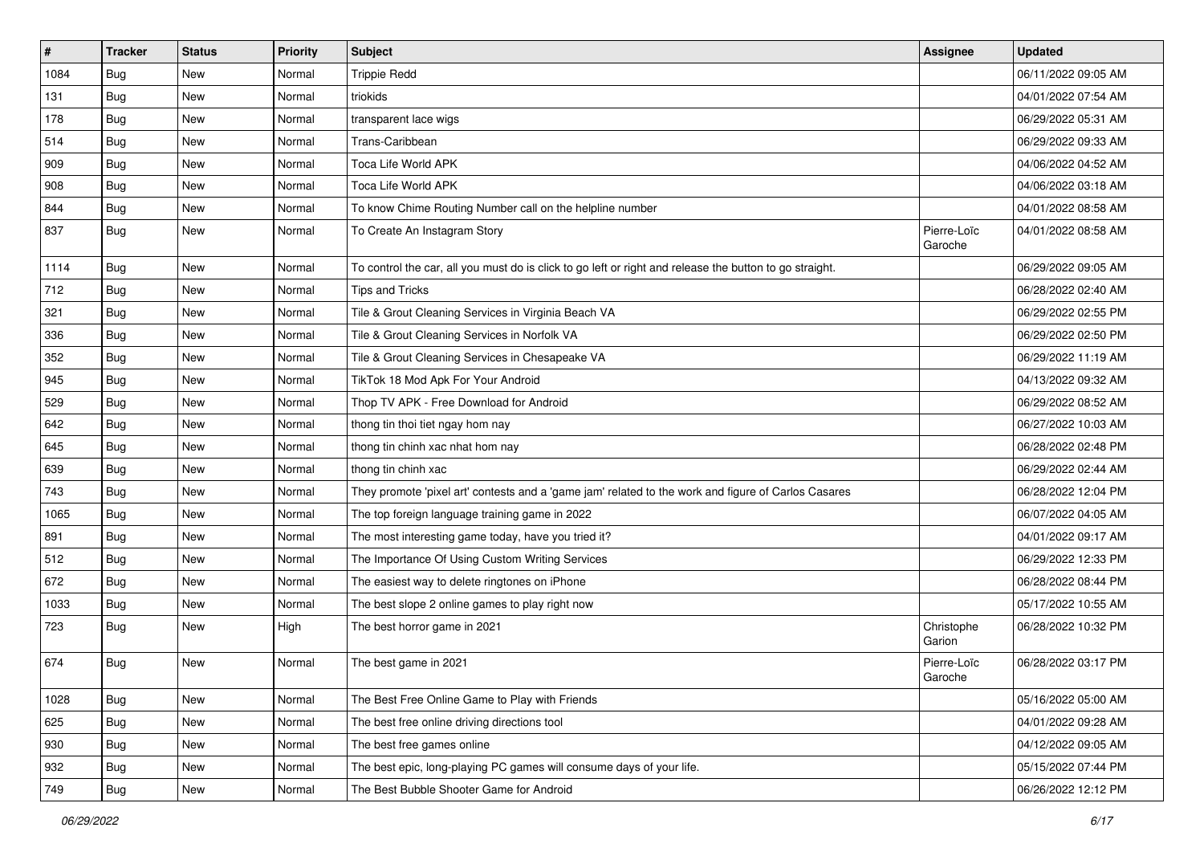| # | Tracker | Status | Priority | Subject | Assignee | Updated |
|---|---|---|---|---|---|---|
| 1084 | Bug | New | Normal | Trippie Redd | | 06/11/2022 09:05 AM |
| 131 | Bug | New | Normal | triokids | | 04/01/2022 07:54 AM |
| 178 | Bug | New | Normal | transparent lace wigs | | 06/29/2022 05:31 AM |
| 514 | Bug | New | Normal | Trans-Caribbean | | 06/29/2022 09:33 AM |
| 909 | Bug | New | Normal | Toca Life World APK | | 04/06/2022 04:52 AM |
| 908 | Bug | New | Normal | Toca Life World APK | | 04/06/2022 03:18 AM |
| 844 | Bug | New | Normal | To know Chime Routing Number call on the helpline number | | 04/01/2022 08:58 AM |
| 837 | Bug | New | Normal | To Create An Instagram Story | Pierre-Loïc Garoche | 04/01/2022 08:58 AM |
| 1114 | Bug | New | Normal | To control the car, all you must do is click to go left or right and release the button to go straight. | | 06/29/2022 09:05 AM |
| 712 | Bug | New | Normal | Tips and Tricks | | 06/28/2022 02:40 AM |
| 321 | Bug | New | Normal | Tile & Grout Cleaning Services in Virginia Beach VA | | 06/29/2022 02:55 PM |
| 336 | Bug | New | Normal | Tile & Grout Cleaning Services in Norfolk VA | | 06/29/2022 02:50 PM |
| 352 | Bug | New | Normal | Tile & Grout Cleaning Services in Chesapeake VA | | 06/29/2022 11:19 AM |
| 945 | Bug | New | Normal | TikTok 18 Mod Apk For Your Android | | 04/13/2022 09:32 AM |
| 529 | Bug | New | Normal | Thop TV APK - Free Download for Android | | 06/29/2022 08:52 AM |
| 642 | Bug | New | Normal | thong tin thoi tiet ngay hom nay | | 06/27/2022 10:03 AM |
| 645 | Bug | New | Normal | thong tin chinh xac nhat hom nay | | 06/28/2022 02:48 PM |
| 639 | Bug | New | Normal | thong tin chinh xac | | 06/29/2022 02:44 AM |
| 743 | Bug | New | Normal | They promote 'pixel art' contests and a 'game jam' related to the work and figure of Carlos Casares | | 06/28/2022 12:04 PM |
| 1065 | Bug | New | Normal | The top foreign language training game in 2022 | | 06/07/2022 04:05 AM |
| 891 | Bug | New | Normal | The most interesting game today, have you tried it? | | 04/01/2022 09:17 AM |
| 512 | Bug | New | Normal | The Importance Of Using Custom Writing Services | | 06/29/2022 12:33 PM |
| 672 | Bug | New | Normal | The easiest way to delete ringtones on iPhone | | 06/28/2022 08:44 PM |
| 1033 | Bug | New | Normal | The best slope 2 online games to play right now | | 05/17/2022 10:55 AM |
| 723 | Bug | New | High | The best horror game in 2021 | Christophe Garion | 06/28/2022 10:32 PM |
| 674 | Bug | New | Normal | The best game in 2021 | Pierre-Loïc Garoche | 06/28/2022 03:17 PM |
| 1028 | Bug | New | Normal | The Best Free Online Game to Play with Friends | | 05/16/2022 05:00 AM |
| 625 | Bug | New | Normal | The best free online driving directions tool | | 04/01/2022 09:28 AM |
| 930 | Bug | New | Normal | The best free games online | | 04/12/2022 09:05 AM |
| 932 | Bug | New | Normal | The best epic, long-playing PC games will consume days of your life. | | 05/15/2022 07:44 PM |
| 749 | Bug | New | Normal | The Best Bubble Shooter Game for Android | | 06/26/2022 12:12 PM |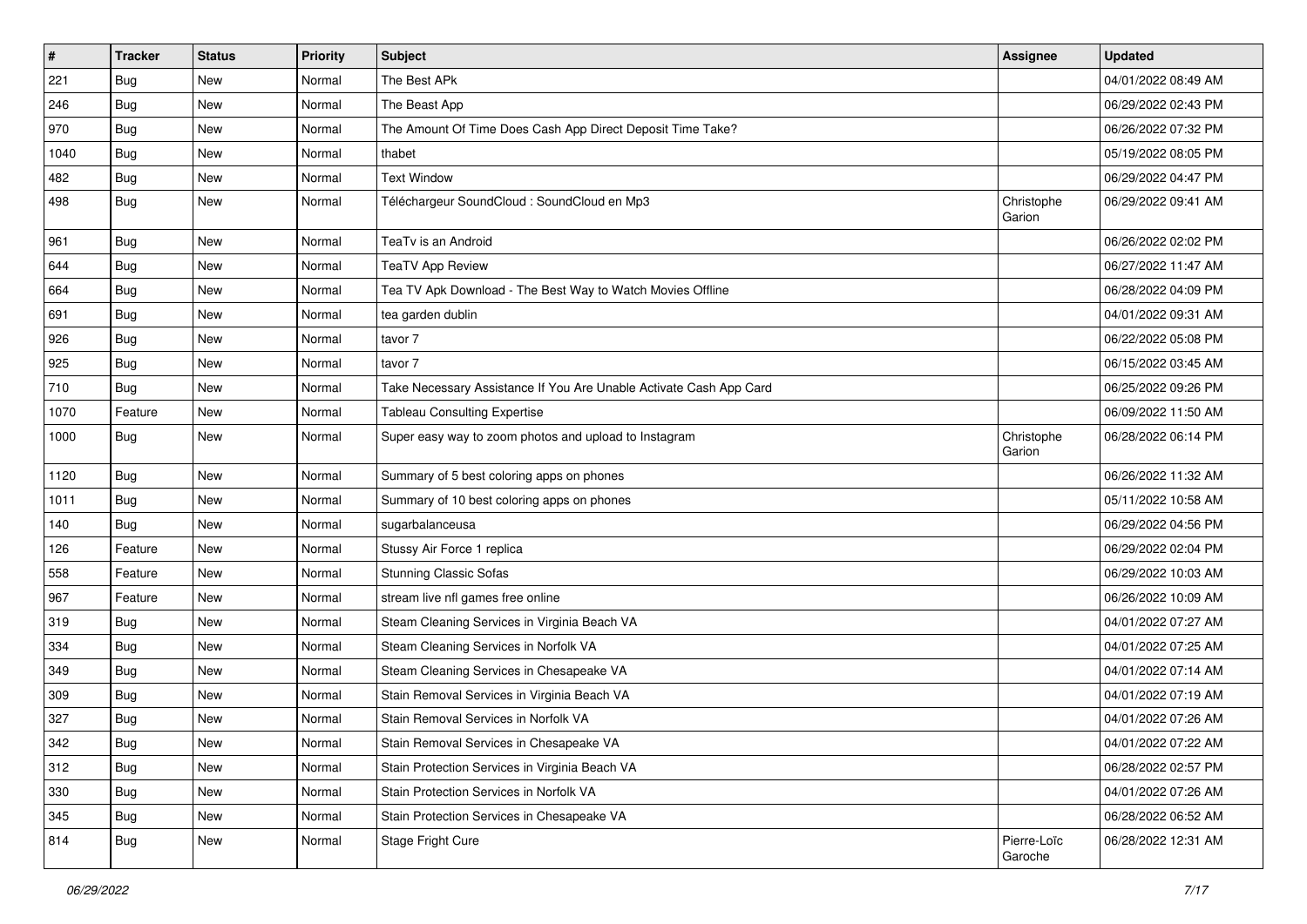| # | Tracker | Status | Priority | Subject | Assignee | Updated |
|---|---|---|---|---|---|---|
| 221 | Bug | New | Normal | The Best APk | | 04/01/2022 08:49 AM |
| 246 | Bug | New | Normal | The Beast App | | 06/29/2022 02:43 PM |
| 970 | Bug | New | Normal | The Amount Of Time Does Cash App Direct Deposit Time Take? | | 06/26/2022 07:32 PM |
| 1040 | Bug | New | Normal | thabet | | 05/19/2022 08:05 PM |
| 482 | Bug | New | Normal | Text Window | | 06/29/2022 04:47 PM |
| 498 | Bug | New | Normal | Téléchargeur SoundCloud : SoundCloud en Mp3 | Christophe Garion | 06/29/2022 09:41 AM |
| 961 | Bug | New | Normal | TeaTv is an Android | | 06/26/2022 02:02 PM |
| 644 | Bug | New | Normal | TeaTV App Review | | 06/27/2022 11:47 AM |
| 664 | Bug | New | Normal | Tea TV Apk Download - The Best Way to Watch Movies Offline | | 06/28/2022 04:09 PM |
| 691 | Bug | New | Normal | tea garden dublin | | 04/01/2022 09:31 AM |
| 926 | Bug | New | Normal | tavor 7 | | 06/22/2022 05:08 PM |
| 925 | Bug | New | Normal | tavor 7 | | 06/15/2022 03:45 AM |
| 710 | Bug | New | Normal | Take Necessary Assistance If You Are Unable Activate Cash App Card | | 06/25/2022 09:26 PM |
| 1070 | Feature | New | Normal | Tableau Consulting Expertise | | 06/09/2022 11:50 AM |
| 1000 | Bug | New | Normal | Super easy way to zoom photos and upload to Instagram | Christophe Garion | 06/28/2022 06:14 PM |
| 1120 | Bug | New | Normal | Summary of 5 best coloring apps on phones | | 06/26/2022 11:32 AM |
| 1011 | Bug | New | Normal | Summary of 10 best coloring apps on phones | | 05/11/2022 10:58 AM |
| 140 | Bug | New | Normal | sugarbalanceusa | | 06/29/2022 04:56 PM |
| 126 | Feature | New | Normal | Stussy Air Force 1 replica | | 06/29/2022 02:04 PM |
| 558 | Feature | New | Normal | Stunning Classic Sofas | | 06/29/2022 10:03 AM |
| 967 | Feature | New | Normal | stream live nfl games free online | | 06/26/2022 10:09 AM |
| 319 | Bug | New | Normal | Steam Cleaning Services in Virginia Beach VA | | 04/01/2022 07:27 AM |
| 334 | Bug | New | Normal | Steam Cleaning Services in Norfolk VA | | 04/01/2022 07:25 AM |
| 349 | Bug | New | Normal | Steam Cleaning Services in Chesapeake VA | | 04/01/2022 07:14 AM |
| 309 | Bug | New | Normal | Stain Removal Services in Virginia Beach VA | | 04/01/2022 07:19 AM |
| 327 | Bug | New | Normal | Stain Removal Services in Norfolk VA | | 04/01/2022 07:26 AM |
| 342 | Bug | New | Normal | Stain Removal Services in Chesapeake VA | | 04/01/2022 07:22 AM |
| 312 | Bug | New | Normal | Stain Protection Services in Virginia Beach VA | | 06/28/2022 02:57 PM |
| 330 | Bug | New | Normal | Stain Protection Services in Norfolk VA | | 04/01/2022 07:26 AM |
| 345 | Bug | New | Normal | Stain Protection Services in Chesapeake VA | | 06/28/2022 06:52 AM |
| 814 | Bug | New | Normal | Stage Fright Cure | Pierre-Loïc Garoche | 06/28/2022 12:31 AM |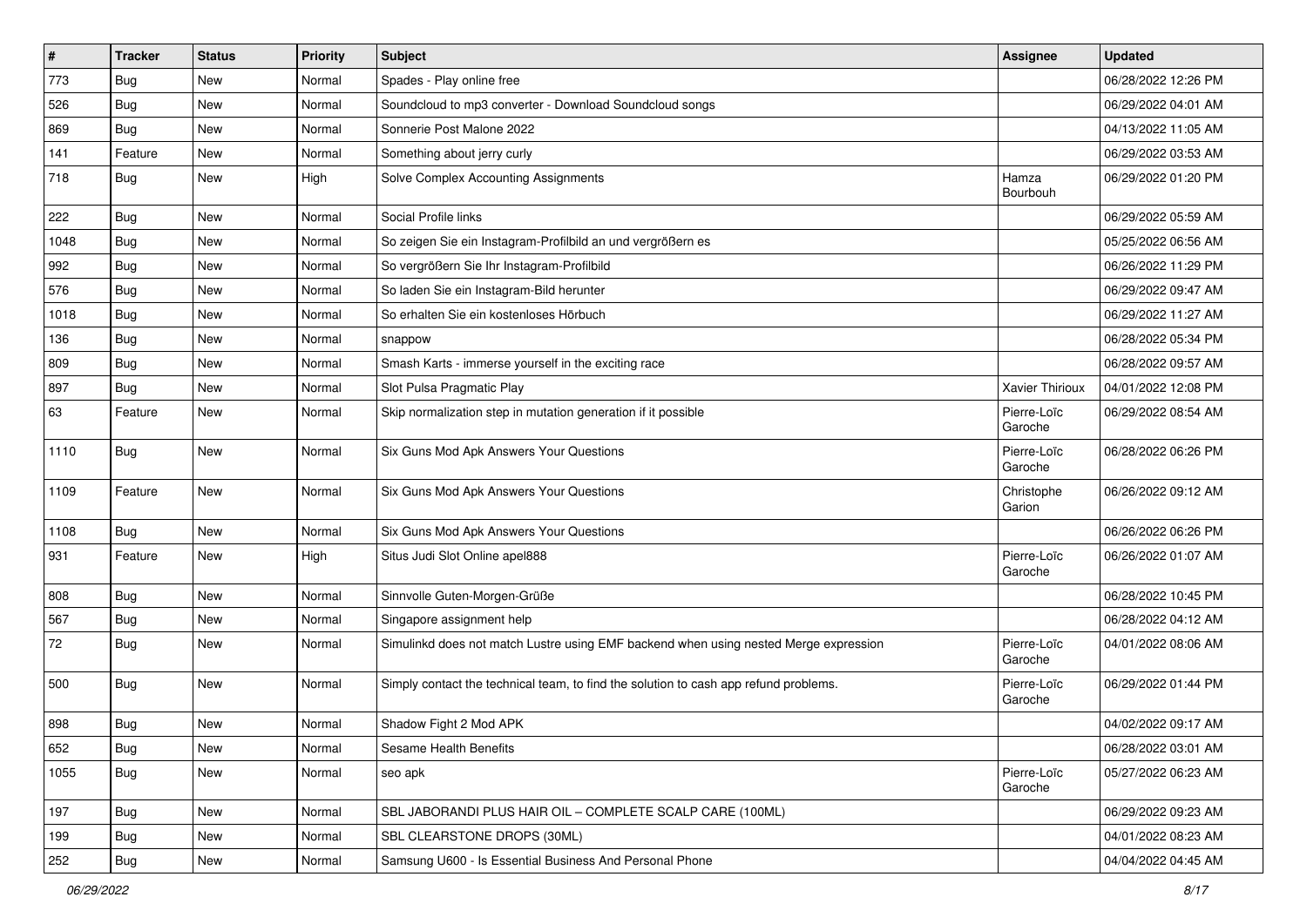| # | Tracker | Status | Priority | Subject | Assignee | Updated |
|---|---|---|---|---|---|---|
| 773 | Bug | New | Normal | Spades - Play online free | | 06/28/2022 12:26 PM |
| 526 | Bug | New | Normal | Soundcloud to mp3 converter - Download Soundcloud songs | | 06/29/2022 04:01 AM |
| 869 | Bug | New | Normal | Sonnerie Post Malone 2022 | | 04/13/2022 11:05 AM |
| 141 | Feature | New | Normal | Something about jerry curly | | 06/29/2022 03:53 AM |
| 718 | Bug | New | High | Solve Complex Accounting Assignments | Hamza Bourbouh | 06/29/2022 01:20 PM |
| 222 | Bug | New | Normal | Social Profile links | | 06/29/2022 05:59 AM |
| 1048 | Bug | New | Normal | So zeigen Sie ein Instagram-Profilbild an und vergrößern es | | 05/25/2022 06:56 AM |
| 992 | Bug | New | Normal | So vergrößern Sie Ihr Instagram-Profilbild | | 06/26/2022 11:29 PM |
| 576 | Bug | New | Normal | So laden Sie ein Instagram-Bild herunter | | 06/29/2022 09:47 AM |
| 1018 | Bug | New | Normal | So erhalten Sie ein kostenloses Hörbuch | | 06/29/2022 11:27 AM |
| 136 | Bug | New | Normal | snappow | | 06/28/2022 05:34 PM |
| 809 | Bug | New | Normal | Smash Karts - immerse yourself in the exciting race | | 06/28/2022 09:57 AM |
| 897 | Bug | New | Normal | Slot Pulsa Pragmatic Play | Xavier Thirioux | 04/01/2022 12:08 PM |
| 63 | Feature | New | Normal | Skip normalization step in mutation generation if it possible | Pierre-Loïc Garoche | 06/29/2022 08:54 AM |
| 1110 | Bug | New | Normal | Six Guns Mod Apk Answers Your Questions | Pierre-Loïc Garoche | 06/28/2022 06:26 PM |
| 1109 | Feature | New | Normal | Six Guns Mod Apk Answers Your Questions | Christophe Garion | 06/26/2022 09:12 AM |
| 1108 | Bug | New | Normal | Six Guns Mod Apk Answers Your Questions | | 06/26/2022 06:26 PM |
| 931 | Feature | New | High | Situs Judi Slot Online apel888 | Pierre-Loïc Garoche | 06/26/2022 01:07 AM |
| 808 | Bug | New | Normal | Sinnvolle Guten-Morgen-Grüße | | 06/28/2022 10:45 PM |
| 567 | Bug | New | Normal | Singapore assignment help | | 06/28/2022 04:12 AM |
| 72 | Bug | New | Normal | Simulinkd does not match Lustre using EMF backend when using nested Merge expression | Pierre-Loïc Garoche | 04/01/2022 08:06 AM |
| 500 | Bug | New | Normal | Simply contact the technical team, to find the solution to cash app refund problems. | Pierre-Loïc Garoche | 06/29/2022 01:44 PM |
| 898 | Bug | New | Normal | Shadow Fight 2 Mod APK | | 04/02/2022 09:17 AM |
| 652 | Bug | New | Normal | Sesame Health Benefits | | 06/28/2022 03:01 AM |
| 1055 | Bug | New | Normal | seo apk | Pierre-Loïc Garoche | 05/27/2022 06:23 AM |
| 197 | Bug | New | Normal | SBL JABORANDI PLUS HAIR OIL – COMPLETE SCALP CARE (100ML) | | 06/29/2022 09:23 AM |
| 199 | Bug | New | Normal | SBL CLEARSTONE DROPS (30ML) | | 04/01/2022 08:23 AM |
| 252 | Bug | New | Normal | Samsung U600 - Is Essential Business And Personal Phone | | 04/04/2022 04:45 AM |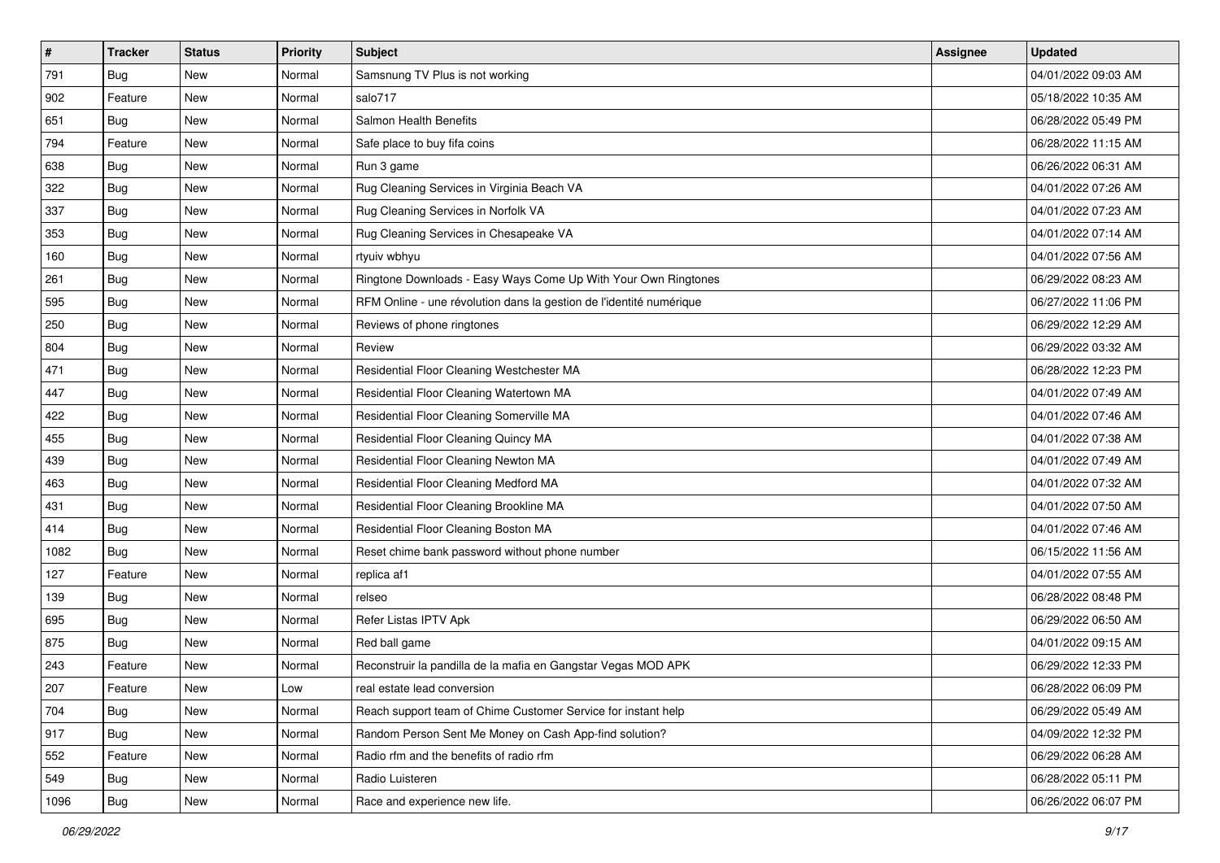| # | Tracker | Status | Priority | Subject | Assignee | Updated |
|---|---|---|---|---|---|---|
| 791 | Bug | New | Normal | Samsnung TV Plus is not working | | 04/01/2022 09:03 AM |
| 902 | Feature | New | Normal | salo717 | | 05/18/2022 10:35 AM |
| 651 | Bug | New | Normal | Salmon Health Benefits | | 06/28/2022 05:49 PM |
| 794 | Feature | New | Normal | Safe place to buy fifa coins | | 06/28/2022 11:15 AM |
| 638 | Bug | New | Normal | Run 3 game | | 06/26/2022 06:31 AM |
| 322 | Bug | New | Normal | Rug Cleaning Services in Virginia Beach VA | | 04/01/2022 07:26 AM |
| 337 | Bug | New | Normal | Rug Cleaning Services in Norfolk VA | | 04/01/2022 07:23 AM |
| 353 | Bug | New | Normal | Rug Cleaning Services in Chesapeake VA | | 04/01/2022 07:14 AM |
| 160 | Bug | New | Normal | rtyuiv wbhyu | | 04/01/2022 07:56 AM |
| 261 | Bug | New | Normal | Ringtone Downloads - Easy Ways Come Up With Your Own Ringtones | | 06/29/2022 08:23 AM |
| 595 | Bug | New | Normal | RFM Online - une révolution dans la gestion de l'identité numérique | | 06/27/2022 11:06 PM |
| 250 | Bug | New | Normal | Reviews of phone ringtones | | 06/29/2022 12:29 AM |
| 804 | Bug | New | Normal | Review | | 06/29/2022 03:32 AM |
| 471 | Bug | New | Normal | Residential Floor Cleaning Westchester MA | | 06/28/2022 12:23 PM |
| 447 | Bug | New | Normal | Residential Floor Cleaning Watertown MA | | 04/01/2022 07:49 AM |
| 422 | Bug | New | Normal | Residential Floor Cleaning Somerville MA | | 04/01/2022 07:46 AM |
| 455 | Bug | New | Normal | Residential Floor Cleaning Quincy MA | | 04/01/2022 07:38 AM |
| 439 | Bug | New | Normal | Residential Floor Cleaning Newton MA | | 04/01/2022 07:49 AM |
| 463 | Bug | New | Normal | Residential Floor Cleaning Medford MA | | 04/01/2022 07:32 AM |
| 431 | Bug | New | Normal | Residential Floor Cleaning Brookline MA | | 04/01/2022 07:50 AM |
| 414 | Bug | New | Normal | Residential Floor Cleaning Boston MA | | 04/01/2022 07:46 AM |
| 1082 | Bug | New | Normal | Reset chime bank password without phone number | | 06/15/2022 11:56 AM |
| 127 | Feature | New | Normal | replica af1 | | 04/01/2022 07:55 AM |
| 139 | Bug | New | Normal | relseo | | 06/28/2022 08:48 PM |
| 695 | Bug | New | Normal | Refer Listas IPTV Apk | | 06/29/2022 06:50 AM |
| 875 | Bug | New | Normal | Red ball game | | 04/01/2022 09:15 AM |
| 243 | Feature | New | Normal | Reconstruir la pandilla de la mafia en Gangstar Vegas MOD APK | | 06/29/2022 12:33 PM |
| 207 | Feature | New | Low | real estate lead conversion | | 06/28/2022 06:09 PM |
| 704 | Bug | New | Normal | Reach support team of Chime Customer Service for instant help | | 06/29/2022 05:49 AM |
| 917 | Bug | New | Normal | Random Person Sent Me Money on Cash App-find solution? | | 04/09/2022 12:32 PM |
| 552 | Feature | New | Normal | Radio rfm and the benefits of radio rfm | | 06/29/2022 06:28 AM |
| 549 | Bug | New | Normal | Radio Luisteren | | 06/28/2022 05:11 PM |
| 1096 | Bug | New | Normal | Race and experience new life. | | 06/26/2022 06:07 PM |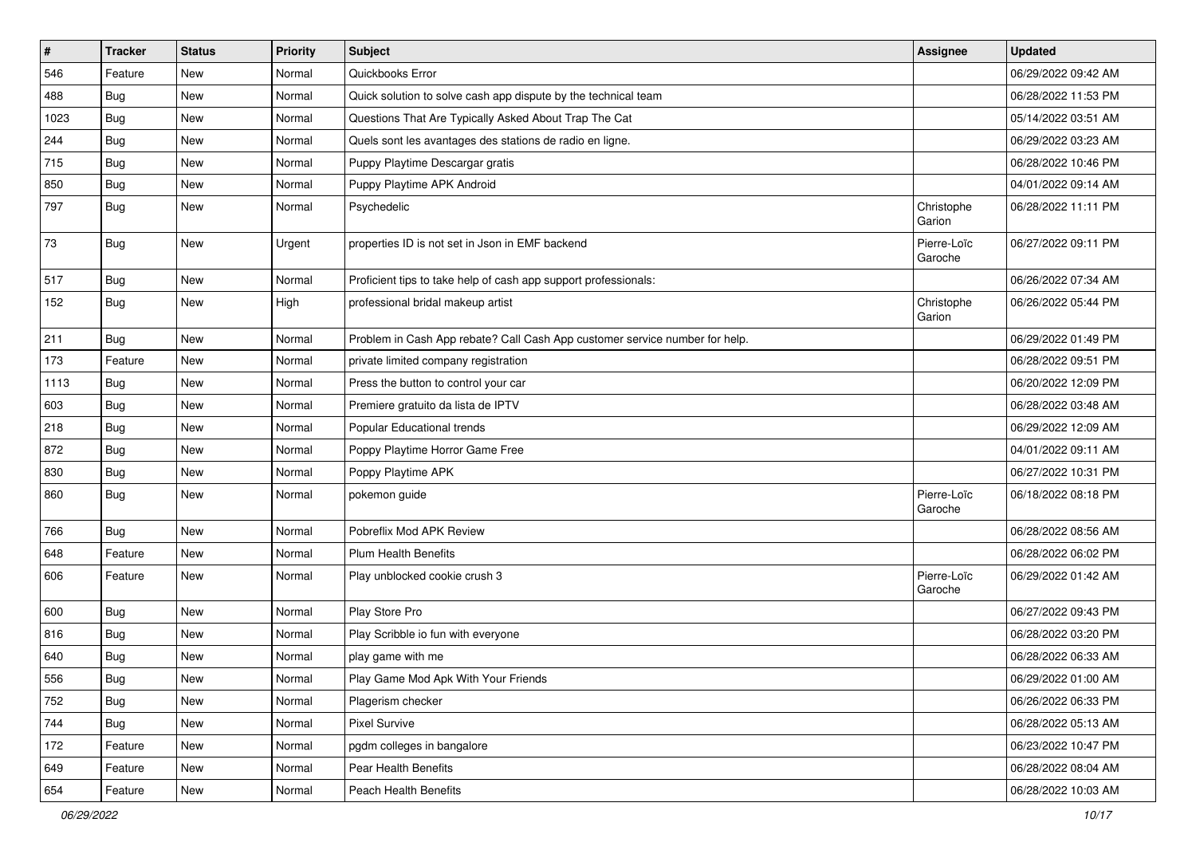| # | Tracker | Status | Priority | Subject | Assignee | Updated |
|---|---|---|---|---|---|---|
| 546 | Feature | New | Normal | Quickbooks Error | | 06/29/2022 09:42 AM |
| 488 | Bug | New | Normal | Quick solution to solve cash app dispute by the technical team | | 06/28/2022 11:53 PM |
| 1023 | Bug | New | Normal | Questions That Are Typically Asked About Trap The Cat | | 05/14/2022 03:51 AM |
| 244 | Bug | New | Normal | Quels sont les avantages des stations de radio en ligne. | | 06/29/2022 03:23 AM |
| 715 | Bug | New | Normal | Puppy Playtime Descargar gratis | | 06/28/2022 10:46 PM |
| 850 | Bug | New | Normal | Puppy Playtime APK Android | | 04/01/2022 09:14 AM |
| 797 | Bug | New | Normal | Psychedelic | Christophe Garion | 06/28/2022 11:11 PM |
| 73 | Bug | New | Urgent | properties ID is not set in Json in EMF backend | Pierre-Loïc Garoche | 06/27/2022 09:11 PM |
| 517 | Bug | New | Normal | Proficient tips to take help of cash app support professionals: | | 06/26/2022 07:34 AM |
| 152 | Bug | New | High | professional bridal makeup artist | Christophe Garion | 06/26/2022 05:44 PM |
| 211 | Bug | New | Normal | Problem in Cash App rebate? Call Cash App customer service number for help. | | 06/29/2022 01:49 PM |
| 173 | Feature | New | Normal | private limited company registration | | 06/28/2022 09:51 PM |
| 1113 | Bug | New | Normal | Press the button to control your car | | 06/20/2022 12:09 PM |
| 603 | Bug | New | Normal | Premiere gratuito da lista de IPTV | | 06/28/2022 03:48 AM |
| 218 | Bug | New | Normal | Popular Educational trends | | 06/29/2022 12:09 AM |
| 872 | Bug | New | Normal | Poppy Playtime Horror Game Free | | 04/01/2022 09:11 AM |
| 830 | Bug | New | Normal | Poppy Playtime APK | | 06/27/2022 10:31 PM |
| 860 | Bug | New | Normal | pokemon guide | Pierre-Loïc Garoche | 06/18/2022 08:18 PM |
| 766 | Bug | New | Normal | Pobreflix Mod APK Review | | 06/28/2022 08:56 AM |
| 648 | Feature | New | Normal | Plum Health Benefits | | 06/28/2022 06:02 PM |
| 606 | Feature | New | Normal | Play unblocked cookie crush 3 | Pierre-Loïc Garoche | 06/29/2022 01:42 AM |
| 600 | Bug | New | Normal | Play Store Pro | | 06/27/2022 09:43 PM |
| 816 | Bug | New | Normal | Play Scribble io fun with everyone | | 06/28/2022 03:20 PM |
| 640 | Bug | New | Normal | play game with me | | 06/28/2022 06:33 AM |
| 556 | Bug | New | Normal | Play Game Mod Apk With Your Friends | | 06/29/2022 01:00 AM |
| 752 | Bug | New | Normal | Plagerism checker | | 06/26/2022 06:33 PM |
| 744 | Bug | New | Normal | Pixel Survive | | 06/28/2022 05:13 AM |
| 172 | Feature | New | Normal | pgdm colleges in bangalore | | 06/23/2022 10:47 PM |
| 649 | Feature | New | Normal | Pear Health Benefits | | 06/28/2022 08:04 AM |
| 654 | Feature | New | Normal | Peach Health Benefits | | 06/28/2022 10:03 AM |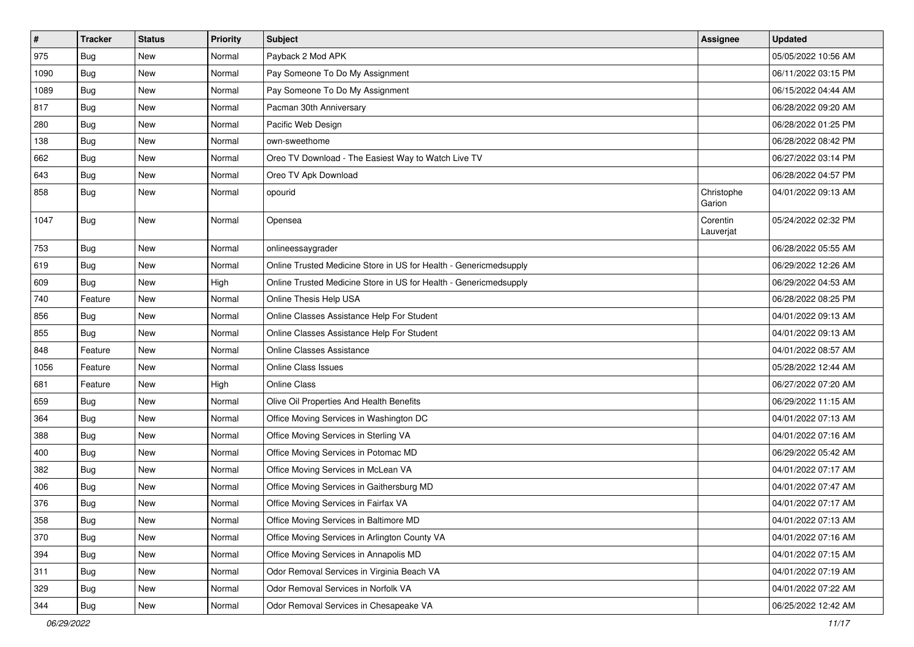| # | Tracker | Status | Priority | Subject | Assignee | Updated |
| --- | --- | --- | --- | --- | --- | --- |
| 975 | Bug | New | Normal | Payback 2 Mod APK | | 05/05/2022 10:56 AM |
| 1090 | Bug | New | Normal | Pay Someone To Do My Assignment | | 06/11/2022 03:15 PM |
| 1089 | Bug | New | Normal | Pay Someone To Do My Assignment | | 06/15/2022 04:44 AM |
| 817 | Bug | New | Normal | Pacman 30th Anniversary | | 06/28/2022 09:20 AM |
| 280 | Bug | New | Normal | Pacific Web Design | | 06/28/2022 01:25 PM |
| 138 | Bug | New | Normal | own-sweethome | | 06/28/2022 08:42 PM |
| 662 | Bug | New | Normal | Oreo TV Download - The Easiest Way to Watch Live TV | | 06/27/2022 03:14 PM |
| 643 | Bug | New | Normal | Oreo TV Apk Download | | 06/28/2022 04:57 PM |
| 858 | Bug | New | Normal | opourid | Christophe Garion | 04/01/2022 09:13 AM |
| 1047 | Bug | New | Normal | Opensea | Corentin Lauverjat | 05/24/2022 02:32 PM |
| 753 | Bug | New | Normal | onlineessaygrader | | 06/28/2022 05:55 AM |
| 619 | Bug | New | Normal | Online Trusted Medicine Store in US for Health - Genericmedsupply | | 06/29/2022 12:26 AM |
| 609 | Bug | New | High | Online Trusted Medicine Store in US for Health - Genericmedsupply | | 06/29/2022 04:53 AM |
| 740 | Feature | New | Normal | Online Thesis Help USA | | 06/28/2022 08:25 PM |
| 856 | Bug | New | Normal | Online Classes Assistance Help For Student | | 04/01/2022 09:13 AM |
| 855 | Bug | New | Normal | Online Classes Assistance Help For Student | | 04/01/2022 09:13 AM |
| 848 | Feature | New | Normal | Online Classes Assistance | | 04/01/2022 08:57 AM |
| 1056 | Feature | New | Normal | Online Class Issues | | 05/28/2022 12:44 AM |
| 681 | Feature | New | High | Online Class | | 06/27/2022 07:20 AM |
| 659 | Bug | New | Normal | Olive Oil Properties And Health Benefits | | 06/29/2022 11:15 AM |
| 364 | Bug | New | Normal | Office Moving Services in Washington DC | | 04/01/2022 07:13 AM |
| 388 | Bug | New | Normal | Office Moving Services in Sterling VA | | 04/01/2022 07:16 AM |
| 400 | Bug | New | Normal | Office Moving Services in Potomac MD | | 06/29/2022 05:42 AM |
| 382 | Bug | New | Normal | Office Moving Services in McLean VA | | 04/01/2022 07:17 AM |
| 406 | Bug | New | Normal | Office Moving Services in Gaithersburg MD | | 04/01/2022 07:47 AM |
| 376 | Bug | New | Normal | Office Moving Services in Fairfax VA | | 04/01/2022 07:17 AM |
| 358 | Bug | New | Normal | Office Moving Services in Baltimore MD | | 04/01/2022 07:13 AM |
| 370 | Bug | New | Normal | Office Moving Services in Arlington County VA | | 04/01/2022 07:16 AM |
| 394 | Bug | New | Normal | Office Moving Services in Annapolis MD | | 04/01/2022 07:15 AM |
| 311 | Bug | New | Normal | Odor Removal Services in Virginia Beach VA | | 04/01/2022 07:19 AM |
| 329 | Bug | New | Normal | Odor Removal Services in Norfolk VA | | 04/01/2022 07:22 AM |
| 344 | Bug | New | Normal | Odor Removal Services in Chesapeake VA | | 06/25/2022 12:42 AM |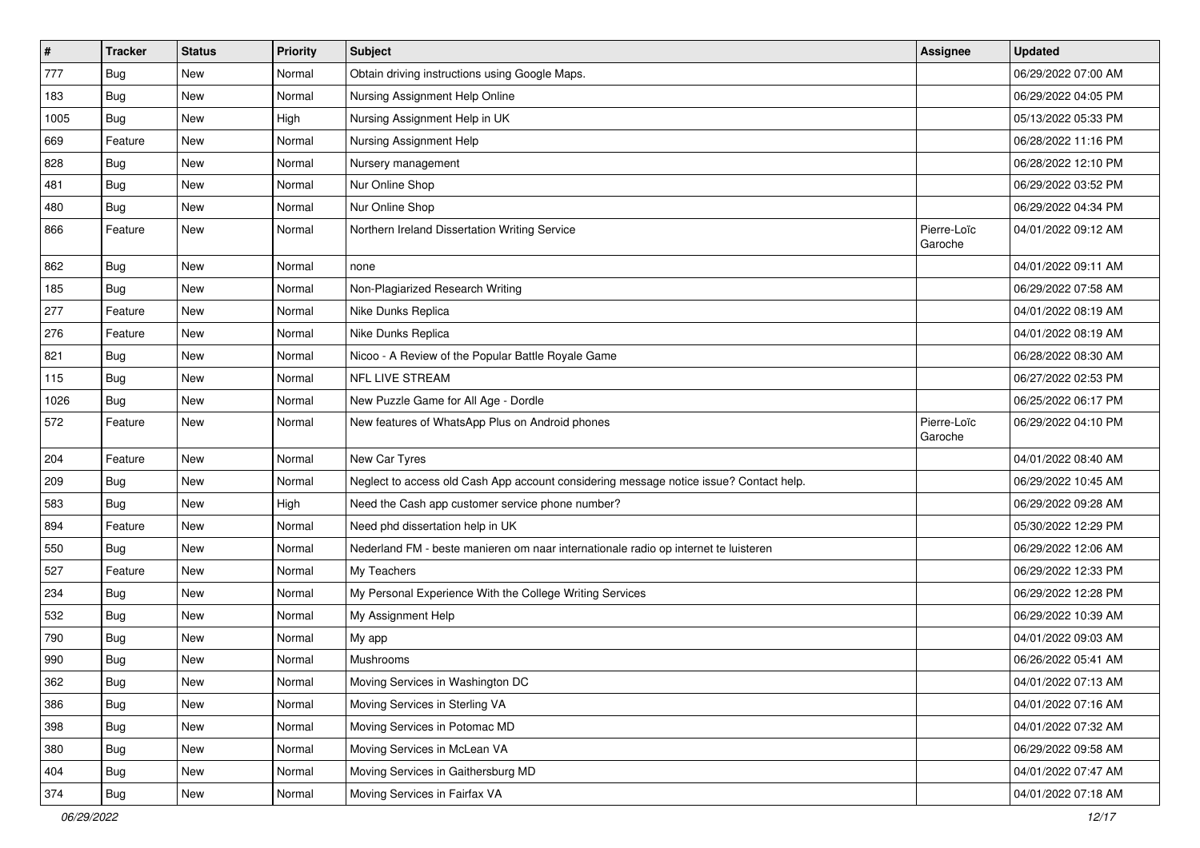| # | Tracker | Status | Priority | Subject | Assignee | Updated |
|---|---|---|---|---|---|---|
| 777 | Bug | New | Normal | Obtain driving instructions using Google Maps. | | 06/29/2022 07:00 AM |
| 183 | Bug | New | Normal | Nursing Assignment Help Online | | 06/29/2022 04:05 PM |
| 1005 | Bug | New | High | Nursing Assignment Help in UK | | 05/13/2022 05:33 PM |
| 669 | Feature | New | Normal | Nursing Assignment Help | | 06/28/2022 11:16 PM |
| 828 | Bug | New | Normal | Nursery management | | 06/28/2022 12:10 PM |
| 481 | Bug | New | Normal | Nur Online Shop | | 06/29/2022 03:52 PM |
| 480 | Bug | New | Normal | Nur Online Shop | | 06/29/2022 04:34 PM |
| 866 | Feature | New | Normal | Northern Ireland Dissertation Writing Service | Pierre-Loïc Garoche | 04/01/2022 09:12 AM |
| 862 | Bug | New | Normal | none | | 04/01/2022 09:11 AM |
| 185 | Bug | New | Normal | Non-Plagiarized Research Writing | | 06/29/2022 07:58 AM |
| 277 | Feature | New | Normal | Nike Dunks Replica | | 04/01/2022 08:19 AM |
| 276 | Feature | New | Normal | Nike Dunks Replica | | 04/01/2022 08:19 AM |
| 821 | Bug | New | Normal | Nicoo - A Review of the Popular Battle Royale Game | | 06/28/2022 08:30 AM |
| 115 | Bug | New | Normal | NFL LIVE STREAM | | 06/27/2022 02:53 PM |
| 1026 | Bug | New | Normal | New Puzzle Game for All Age - Dordle | | 06/25/2022 06:17 PM |
| 572 | Feature | New | Normal | New features of WhatsApp Plus on Android phones | Pierre-Loïc Garoche | 06/29/2022 04:10 PM |
| 204 | Feature | New | Normal | New Car Tyres | | 04/01/2022 08:40 AM |
| 209 | Bug | New | Normal | Neglect to access old Cash App account considering message notice issue? Contact help. | | 06/29/2022 10:45 AM |
| 583 | Bug | New | High | Need the Cash app customer service phone number? | | 06/29/2022 09:28 AM |
| 894 | Feature | New | Normal | Need phd dissertation help in UK | | 05/30/2022 12:29 PM |
| 550 | Bug | New | Normal | Nederland FM - beste manieren om naar internationale radio op internet te luisteren | | 06/29/2022 12:06 AM |
| 527 | Feature | New | Normal | My Teachers | | 06/29/2022 12:33 PM |
| 234 | Bug | New | Normal | My Personal Experience With the College Writing Services | | 06/29/2022 12:28 PM |
| 532 | Bug | New | Normal | My Assignment Help | | 06/29/2022 10:39 AM |
| 790 | Bug | New | Normal | My app | | 04/01/2022 09:03 AM |
| 990 | Bug | New | Normal | Mushrooms | | 06/26/2022 05:41 AM |
| 362 | Bug | New | Normal | Moving Services in Washington DC | | 04/01/2022 07:13 AM |
| 386 | Bug | New | Normal | Moving Services in Sterling VA | | 04/01/2022 07:16 AM |
| 398 | Bug | New | Normal | Moving Services in Potomac MD | | 04/01/2022 07:32 AM |
| 380 | Bug | New | Normal | Moving Services in McLean VA | | 06/29/2022 09:58 AM |
| 404 | Bug | New | Normal | Moving Services in Gaithersburg MD | | 04/01/2022 07:47 AM |
| 374 | Bug | New | Normal | Moving Services in Fairfax VA | | 04/01/2022 07:18 AM |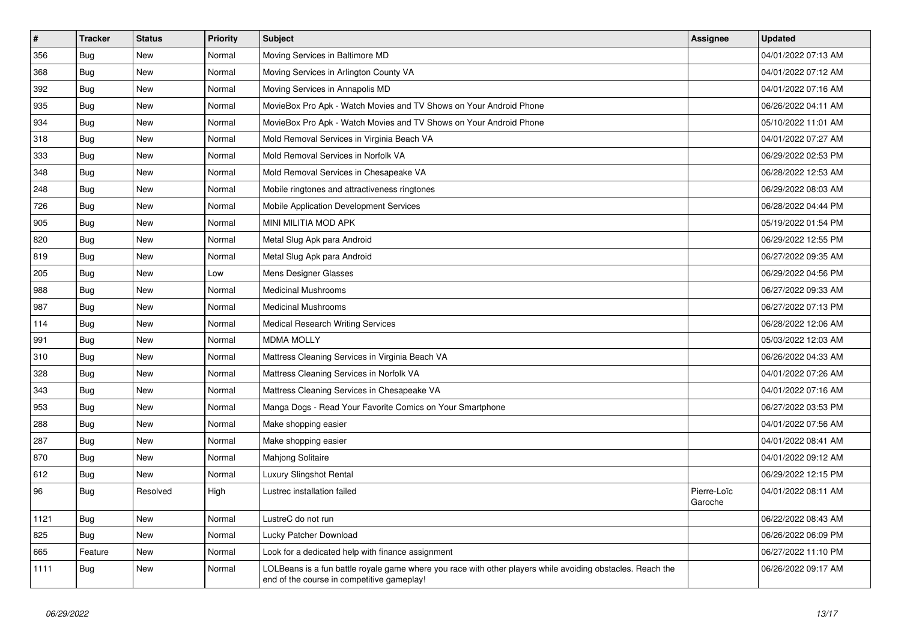| # | Tracker | Status | Priority | Subject | Assignee | Updated |
|---|---|---|---|---|---|---|
| 356 | Bug | New | Normal | Moving Services in Baltimore MD | | 04/01/2022 07:13 AM |
| 368 | Bug | New | Normal | Moving Services in Arlington County VA | | 04/01/2022 07:12 AM |
| 392 | Bug | New | Normal | Moving Services in Annapolis MD | | 04/01/2022 07:16 AM |
| 935 | Bug | New | Normal | MovieBox Pro Apk - Watch Movies and TV Shows on Your Android Phone | | 06/26/2022 04:11 AM |
| 934 | Bug | New | Normal | MovieBox Pro Apk - Watch Movies and TV Shows on Your Android Phone | | 05/10/2022 11:01 AM |
| 318 | Bug | New | Normal | Mold Removal Services in Virginia Beach VA | | 04/01/2022 07:27 AM |
| 333 | Bug | New | Normal | Mold Removal Services in Norfolk VA | | 06/29/2022 02:53 PM |
| 348 | Bug | New | Normal | Mold Removal Services in Chesapeake VA | | 06/28/2022 12:53 AM |
| 248 | Bug | New | Normal | Mobile ringtones and attractiveness ringtones | | 06/29/2022 08:03 AM |
| 726 | Bug | New | Normal | Mobile Application Development Services | | 06/28/2022 04:44 PM |
| 905 | Bug | New | Normal | MINI MILITIA MOD APK | | 05/19/2022 01:54 PM |
| 820 | Bug | New | Normal | Metal Slug Apk para Android | | 06/29/2022 12:55 PM |
| 819 | Bug | New | Normal | Metal Slug Apk para Android | | 06/27/2022 09:35 AM |
| 205 | Bug | New | Low | Mens Designer Glasses | | 06/29/2022 04:56 PM |
| 988 | Bug | New | Normal | Medicinal Mushrooms | | 06/27/2022 09:33 AM |
| 987 | Bug | New | Normal | Medicinal Mushrooms | | 06/27/2022 07:13 PM |
| 114 | Bug | New | Normal | Medical Research Writing Services | | 06/28/2022 12:06 AM |
| 991 | Bug | New | Normal | MDMA MOLLY | | 05/03/2022 12:03 AM |
| 310 | Bug | New | Normal | Mattress Cleaning Services in Virginia Beach VA | | 06/26/2022 04:33 AM |
| 328 | Bug | New | Normal | Mattress Cleaning Services in Norfolk VA | | 04/01/2022 07:26 AM |
| 343 | Bug | New | Normal | Mattress Cleaning Services in Chesapeake VA | | 04/01/2022 07:16 AM |
| 953 | Bug | New | Normal | Manga Dogs - Read Your Favorite Comics on Your Smartphone | | 06/27/2022 03:53 PM |
| 288 | Bug | New | Normal | Make shopping easier | | 04/01/2022 07:56 AM |
| 287 | Bug | New | Normal | Make shopping easier | | 04/01/2022 08:41 AM |
| 870 | Bug | New | Normal | Mahjong Solitaire | | 04/01/2022 09:12 AM |
| 612 | Bug | New | Normal | Luxury Slingshot Rental | | 06/29/2022 12:15 PM |
| 96 | Bug | Resolved | High | Lustrec installation failed | Pierre-Loïc Garoche | 04/01/2022 08:11 AM |
| 1121 | Bug | New | Normal | LustreC do not run | | 06/22/2022 08:43 AM |
| 825 | Bug | New | Normal | Lucky Patcher Download | | 06/26/2022 06:09 PM |
| 665 | Feature | New | Normal | Look for a dedicated help with finance assignment | | 06/27/2022 11:10 PM |
| 1111 | Bug | New | Normal | LOLBeans is a fun battle royale game where you race with other players while avoiding obstacles. Reach the end of the course in competitive gameplay! | | 06/26/2022 09:17 AM |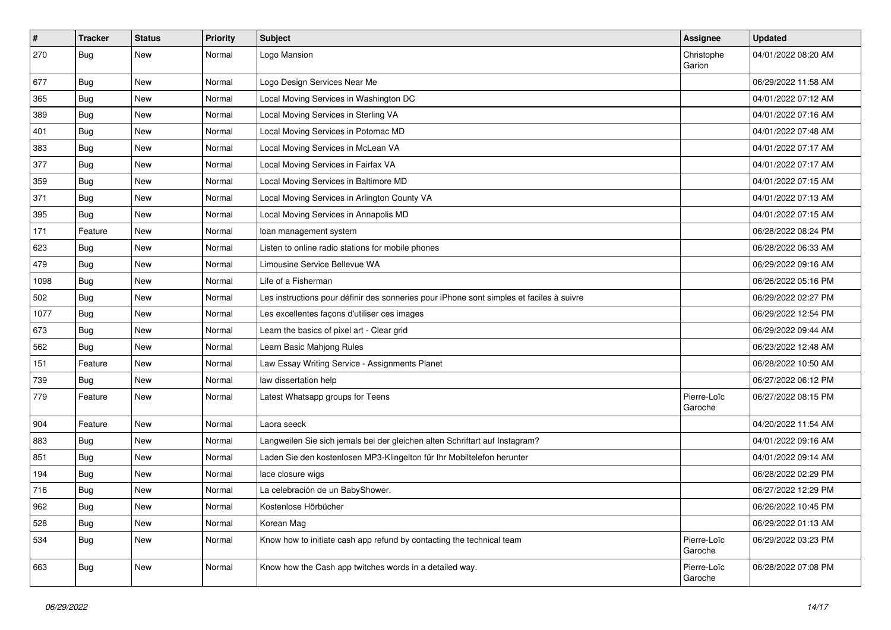| # | Tracker | Status | Priority | Subject | Assignee | Updated |
|---|---|---|---|---|---|---|
| 270 | Bug | New | Normal | Logo Mansion | Christophe Garion | 04/01/2022 08:20 AM |
| 677 | Bug | New | Normal | Logo Design Services Near Me | | 06/29/2022 11:58 AM |
| 365 | Bug | New | Normal | Local Moving Services in Washington DC | | 04/01/2022 07:12 AM |
| 389 | Bug | New | Normal | Local Moving Services in Sterling VA | | 04/01/2022 07:16 AM |
| 401 | Bug | New | Normal | Local Moving Services in Potomac MD | | 04/01/2022 07:48 AM |
| 383 | Bug | New | Normal | Local Moving Services in McLean VA | | 04/01/2022 07:17 AM |
| 377 | Bug | New | Normal | Local Moving Services in Fairfax VA | | 04/01/2022 07:17 AM |
| 359 | Bug | New | Normal | Local Moving Services in Baltimore MD | | 04/01/2022 07:15 AM |
| 371 | Bug | New | Normal | Local Moving Services in Arlington County VA | | 04/01/2022 07:13 AM |
| 395 | Bug | New | Normal | Local Moving Services in Annapolis MD | | 04/01/2022 07:15 AM |
| 171 | Feature | New | Normal | loan management system | | 06/28/2022 08:24 PM |
| 623 | Bug | New | Normal | Listen to online radio stations for mobile phones | | 06/28/2022 06:33 AM |
| 479 | Bug | New | Normal | Limousine Service Bellevue WA | | 06/29/2022 09:16 AM |
| 1098 | Bug | New | Normal | Life of a Fisherman | | 06/26/2022 05:16 PM |
| 502 | Bug | New | Normal | Les instructions pour définir des sonneries pour iPhone sont simples et faciles à suivre | | 06/29/2022 02:27 PM |
| 1077 | Bug | New | Normal | Les excellentes façons d'utiliser ces images | | 06/29/2022 12:54 PM |
| 673 | Bug | New | Normal | Learn the basics of pixel art - Clear grid | | 06/29/2022 09:44 AM |
| 562 | Bug | New | Normal | Learn Basic Mahjong Rules | | 06/23/2022 12:48 AM |
| 151 | Feature | New | Normal | Law Essay Writing Service - Assignments Planet | | 06/28/2022 10:50 AM |
| 739 | Bug | New | Normal | law dissertation help | | 06/27/2022 06:12 PM |
| 779 | Feature | New | Normal | Latest Whatsapp groups for Teens | Pierre-Loïc Garoche | 06/27/2022 08:15 PM |
| 904 | Feature | New | Normal | Laora seeck | | 04/20/2022 11:54 AM |
| 883 | Bug | New | Normal | Langweilen Sie sich jemals bei der gleichen alten Schriftart auf Instagram? | | 04/01/2022 09:16 AM |
| 851 | Bug | New | Normal | Laden Sie den kostenlosen MP3-Klingelton für Ihr Mobiltelefon herunter | | 04/01/2022 09:14 AM |
| 194 | Bug | New | Normal | lace closure wigs | | 06/28/2022 02:29 PM |
| 716 | Bug | New | Normal | La celebración de un BabyShower. | | 06/27/2022 12:29 PM |
| 962 | Bug | New | Normal | Kostenlose Hörbücher | | 06/26/2022 10:45 PM |
| 528 | Bug | New | Normal | Korean Mag | | 06/29/2022 01:13 AM |
| 534 | Bug | New | Normal | Know how to initiate cash app refund by contacting the technical team | Pierre-Loïc Garoche | 06/29/2022 03:23 PM |
| 663 | Bug | New | Normal | Know how the Cash app twitches words in a detailed way. | Pierre-Loïc Garoche | 06/28/2022 07:08 PM |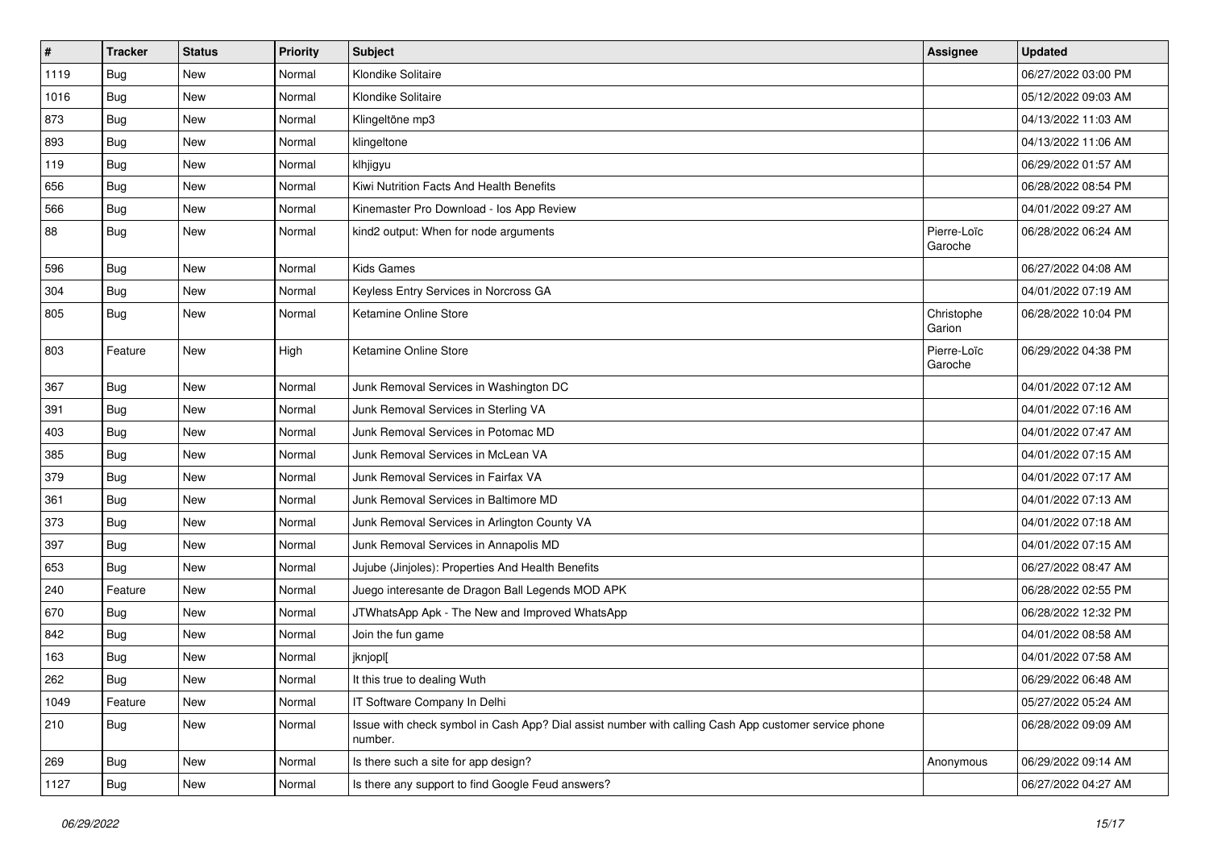| # | Tracker | Status | Priority | Subject | Assignee | Updated |
| --- | --- | --- | --- | --- | --- | --- |
| 1119 | Bug | New | Normal | Klondike Solitaire | | 06/27/2022 03:00 PM |
| 1016 | Bug | New | Normal | Klondike Solitaire | | 05/12/2022 09:03 AM |
| 873 | Bug | New | Normal | Klingeltöne mp3 | | 04/13/2022 11:03 AM |
| 893 | Bug | New | Normal | klingeltone | | 04/13/2022 11:06 AM |
| 119 | Bug | New | Normal | klhjigyu | | 06/29/2022 01:57 AM |
| 656 | Bug | New | Normal | Kiwi Nutrition Facts And Health Benefits | | 06/28/2022 08:54 PM |
| 566 | Bug | New | Normal | Kinemaster Pro Download - Ios App Review | | 04/01/2022 09:27 AM |
| 88 | Bug | New | Normal | kind2 output: When for node arguments | Pierre-Loïc Garoche | 06/28/2022 06:24 AM |
| 596 | Bug | New | Normal | Kids Games | | 06/27/2022 04:08 AM |
| 304 | Bug | New | Normal | Keyless Entry Services in Norcross GA | | 04/01/2022 07:19 AM |
| 805 | Bug | New | Normal | Ketamine Online Store | Christophe Garion | 06/28/2022 10:04 PM |
| 803 | Feature | New | High | Ketamine Online Store | Pierre-Loïc Garoche | 06/29/2022 04:38 PM |
| 367 | Bug | New | Normal | Junk Removal Services in Washington DC | | 04/01/2022 07:12 AM |
| 391 | Bug | New | Normal | Junk Removal Services in Sterling VA | | 04/01/2022 07:16 AM |
| 403 | Bug | New | Normal | Junk Removal Services in Potomac MD | | 04/01/2022 07:47 AM |
| 385 | Bug | New | Normal | Junk Removal Services in McLean VA | | 04/01/2022 07:15 AM |
| 379 | Bug | New | Normal | Junk Removal Services in Fairfax VA | | 04/01/2022 07:17 AM |
| 361 | Bug | New | Normal | Junk Removal Services in Baltimore MD | | 04/01/2022 07:13 AM |
| 373 | Bug | New | Normal | Junk Removal Services in Arlington County VA | | 04/01/2022 07:18 AM |
| 397 | Bug | New | Normal | Junk Removal Services in Annapolis MD | | 04/01/2022 07:15 AM |
| 653 | Bug | New | Normal | Jujube (Jinjoles): Properties And Health Benefits | | 06/27/2022 08:47 AM |
| 240 | Feature | New | Normal | Juego interesante de Dragon Ball Legends MOD APK | | 06/28/2022 02:55 PM |
| 670 | Bug | New | Normal | JTWhatsApp Apk - The New and Improved WhatsApp | | 06/28/2022 12:32 PM |
| 842 | Bug | New | Normal | Join the fun game | | 04/01/2022 08:58 AM |
| 163 | Bug | New | Normal | jknjopl[ | | 04/01/2022 07:58 AM |
| 262 | Bug | New | Normal | It this true to dealing Wuth | | 06/29/2022 06:48 AM |
| 1049 | Feature | New | Normal | IT Software Company In Delhi | | 05/27/2022 05:24 AM |
| 210 | Bug | New | Normal | Issue with check symbol in Cash App? Dial assist number with calling Cash App customer service phone number. | | 06/28/2022 09:09 AM |
| 269 | Bug | New | Normal | Is there such a site for app design? | Anonymous | 06/29/2022 09:14 AM |
| 1127 | Bug | New | Normal | Is there any support to find Google Feud answers? | | 06/27/2022 04:27 AM |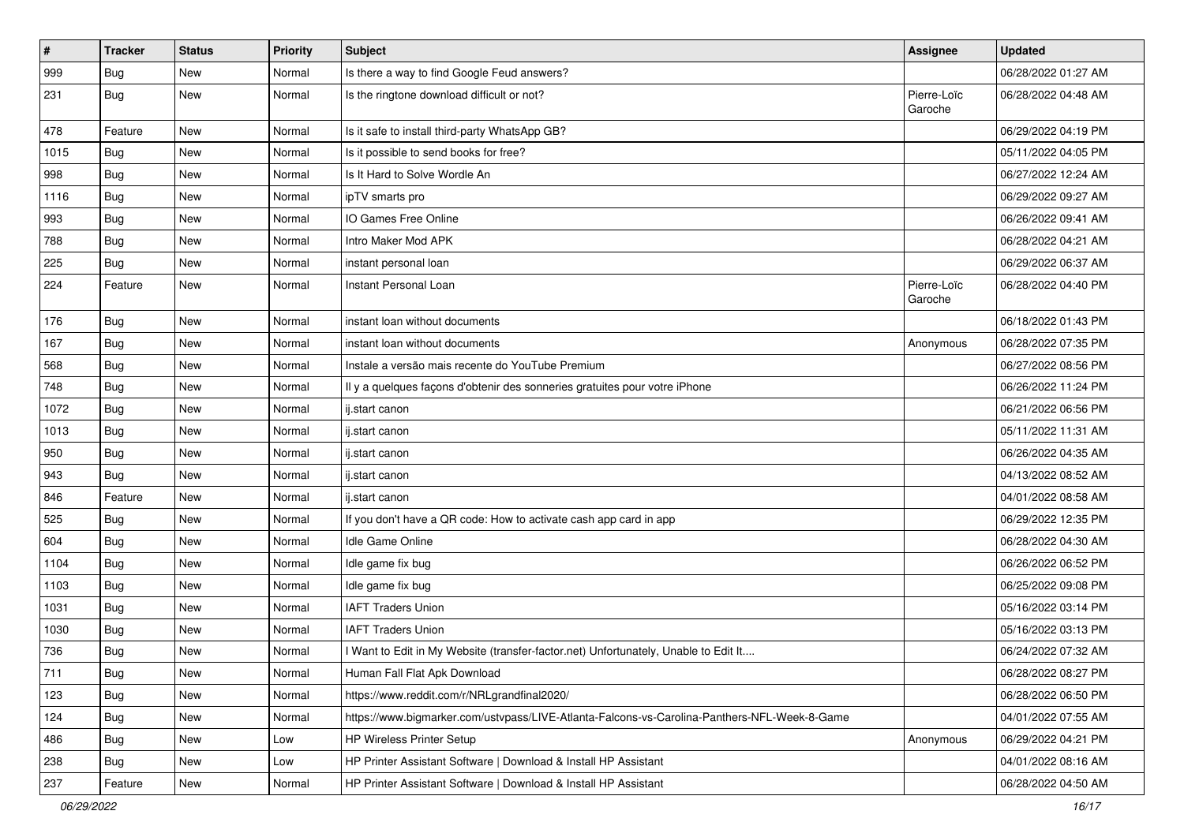| # | Tracker | Status | Priority | Subject | Assignee | Updated |
|---|---|---|---|---|---|---|
| 999 | Bug | New | Normal | Is there a way to find Google Feud answers? | | 06/28/2022 01:27 AM |
| 231 | Bug | New | Normal | Is the ringtone download difficult or not? | Pierre-Loïc Garoche | 06/28/2022 04:48 AM |
| 478 | Feature | New | Normal | Is it safe to install third-party WhatsApp GB? | | 06/29/2022 04:19 PM |
| 1015 | Bug | New | Normal | Is it possible to send books for free? | | 05/11/2022 04:05 PM |
| 998 | Bug | New | Normal | Is It Hard to Solve Wordle An | | 06/27/2022 12:24 AM |
| 1116 | Bug | New | Normal | ipTV smarts pro | | 06/29/2022 09:27 AM |
| 993 | Bug | New | Normal | IO Games Free Online | | 06/26/2022 09:41 AM |
| 788 | Bug | New | Normal | Intro Maker Mod APK | | 06/28/2022 04:21 AM |
| 225 | Bug | New | Normal | instant personal loan | | 06/29/2022 06:37 AM |
| 224 | Feature | New | Normal | Instant Personal Loan | Pierre-Loïc Garoche | 06/28/2022 04:40 PM |
| 176 | Bug | New | Normal | instant loan without documents | | 06/18/2022 01:43 PM |
| 167 | Bug | New | Normal | instant loan without documents | Anonymous | 06/28/2022 07:35 PM |
| 568 | Bug | New | Normal | Instale a versão mais recente do YouTube Premium | | 06/27/2022 08:56 PM |
| 748 | Bug | New | Normal | Il y a quelques façons d'obtenir des sonneries gratuites pour votre iPhone | | 06/26/2022 11:24 PM |
| 1072 | Bug | New | Normal | ij.start canon | | 06/21/2022 06:56 PM |
| 1013 | Bug | New | Normal | ij.start canon | | 05/11/2022 11:31 AM |
| 950 | Bug | New | Normal | ij.start canon | | 06/26/2022 04:35 AM |
| 943 | Bug | New | Normal | ij.start canon | | 04/13/2022 08:52 AM |
| 846 | Feature | New | Normal | ij.start canon | | 04/01/2022 08:58 AM |
| 525 | Bug | New | Normal | If you don't have a QR code: How to activate cash app card in app | | 06/29/2022 12:35 PM |
| 604 | Bug | New | Normal | Idle Game Online | | 06/28/2022 04:30 AM |
| 1104 | Bug | New | Normal | Idle game fix bug | | 06/26/2022 06:52 PM |
| 1103 | Bug | New | Normal | Idle game fix bug | | 06/25/2022 09:08 PM |
| 1031 | Bug | New | Normal | IAFT Traders Union | | 05/16/2022 03:14 PM |
| 1030 | Bug | New | Normal | IAFT Traders Union | | 05/16/2022 03:13 PM |
| 736 | Bug | New | Normal | I Want to Edit in My Website (transfer-factor.net) Unfortunately, Unable to Edit It.... | | 06/24/2022 07:32 AM |
| 711 | Bug | New | Normal | Human Fall Flat Apk Download | | 06/28/2022 08:27 PM |
| 123 | Bug | New | Normal | https://www.reddit.com/r/NRLgrandfinal2020/ | | 06/28/2022 06:50 PM |
| 124 | Bug | New | Normal | https://www.bigmarker.com/ustvpass/LIVE-Atlanta-Falcons-vs-Carolina-Panthers-NFL-Week-8-Game | | 04/01/2022 07:55 AM |
| 486 | Bug | New | Low | HP Wireless Printer Setup | Anonymous | 06/29/2022 04:21 PM |
| 238 | Bug | New | Low | HP Printer Assistant Software \| Download & Install HP Assistant | | 04/01/2022 08:16 AM |
| 237 | Feature | New | Normal | HP Printer Assistant Software \| Download & Install HP Assistant | | 06/28/2022 04:50 AM |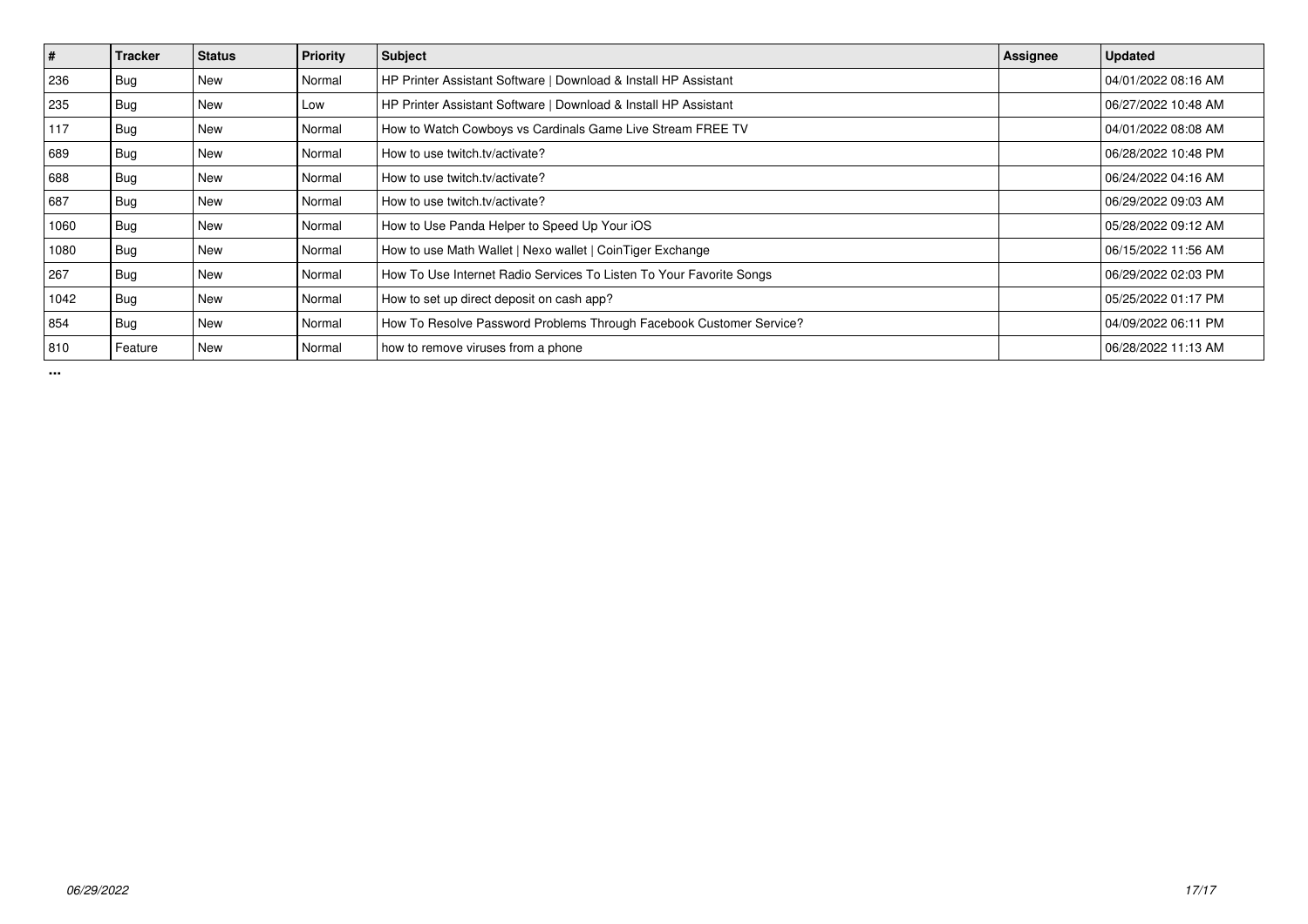| # | Tracker | Status | Priority | Subject | Assignee | Updated |
|---|---|---|---|---|---|---|
| 236 | Bug | New | Normal | HP Printer Assistant Software | Download & Install HP Assistant | | 04/01/2022 08:16 AM |
| 235 | Bug | New | Low | HP Printer Assistant Software | Download & Install HP Assistant | | 06/27/2022 10:48 AM |
| 117 | Bug | New | Normal | How to Watch Cowboys vs Cardinals Game Live Stream FREE TV | | 04/01/2022 08:08 AM |
| 689 | Bug | New | Normal | How to use twitch.tv/activate? | | 06/28/2022 10:48 PM |
| 688 | Bug | New | Normal | How to use twitch.tv/activate? | | 06/24/2022 04:16 AM |
| 687 | Bug | New | Normal | How to use twitch.tv/activate? | | 06/29/2022 09:03 AM |
| 1060 | Bug | New | Normal | How to Use Panda Helper to Speed Up Your iOS | | 05/28/2022 09:12 AM |
| 1080 | Bug | New | Normal | How to use Math Wallet | Nexo wallet | CoinTiger Exchange | | 06/15/2022 11:56 AM |
| 267 | Bug | New | Normal | How To Use Internet Radio Services To Listen To Your Favorite Songs | | 06/29/2022 02:03 PM |
| 1042 | Bug | New | Normal | How to set up direct deposit on cash app? | | 05/25/2022 01:17 PM |
| 854 | Bug | New | Normal | How To Resolve Password Problems Through Facebook Customer Service? | | 04/09/2022 06:11 PM |
| 810 | Feature | New | Normal | how to remove viruses from a phone | | 06/28/2022 11:13 AM |

...